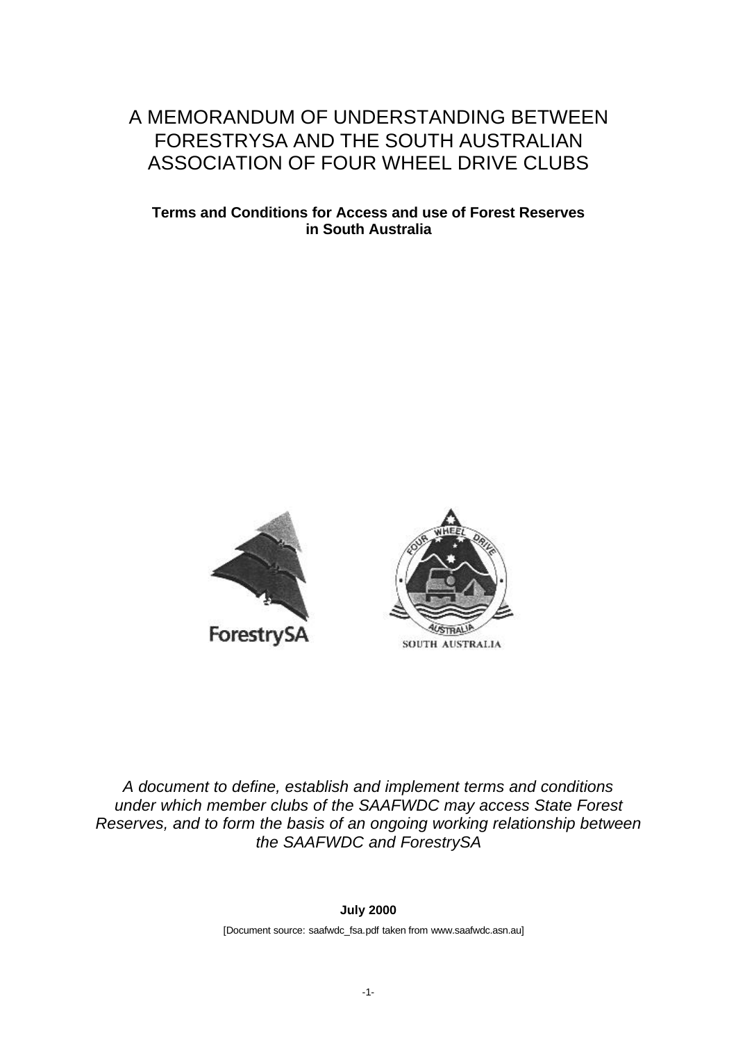# A MEMORANDUM OF UNDERSTANDING BETWEEN FORESTRYSA AND THE SOUTH AUSTRALIAN ASSOCIATION OF FOUR WHEEL DRIVE CLUBS

**Terms and Conditions for Access and use of Forest Reserves in South Australia**

ForestrySA

FOUR WHEEL DRIVE AUSTRALIA SOUTH AUSTRALIA

*A document to define, establish and implement terms and conditions under which member clubs of the SAAFWDC may access State Forest Reserves, and to form the basis of an ongoing working relationship between the SAAFWDC and ForestrySA*

**July 2000**

[Document source: saafwdc_fsa.pdf taken from www.saafwdc.asn.au]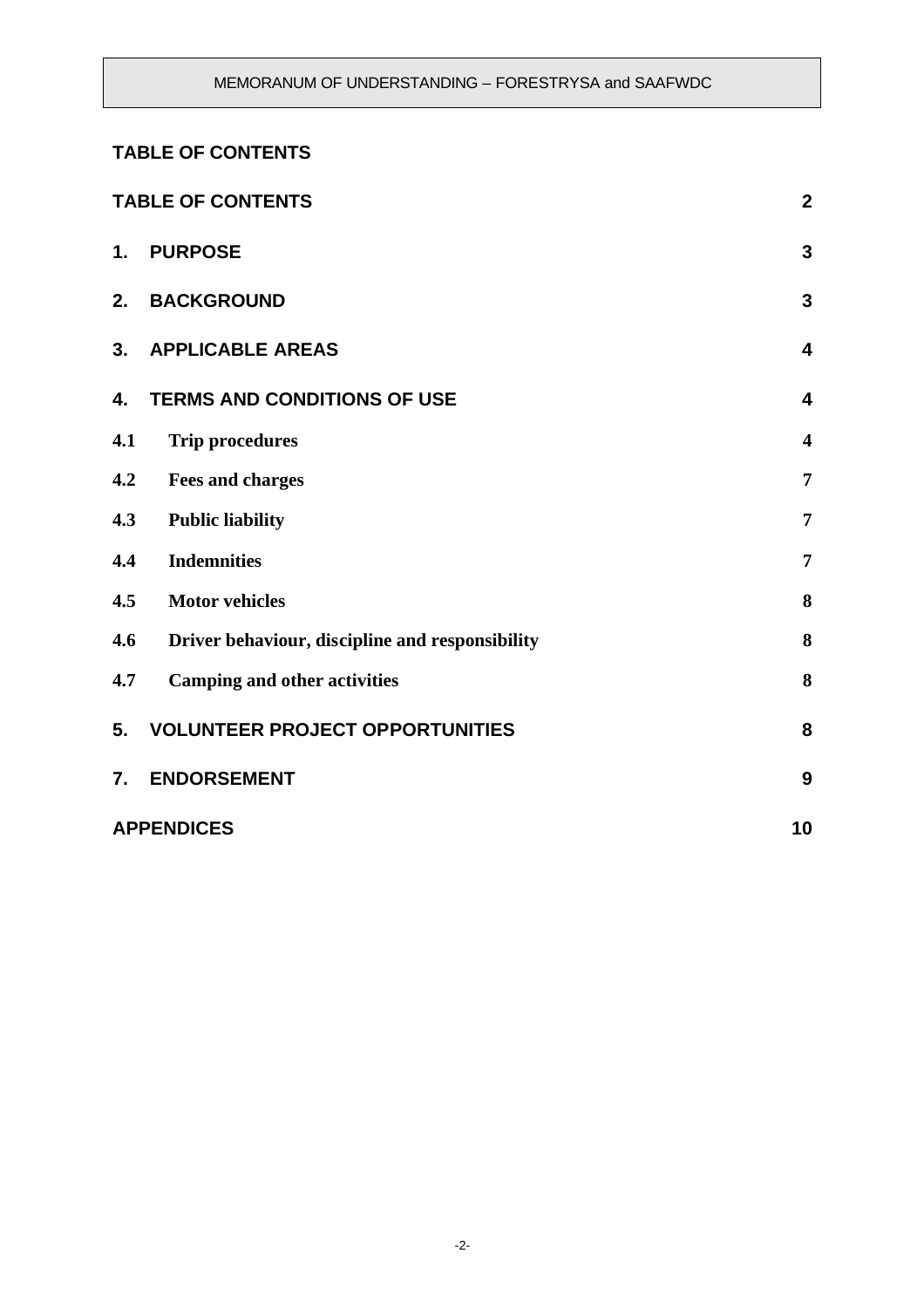## TABLE OF CONTENTS

| | | |
|---|---|---|
| **TABLE OF CONTENTS** | | **2** |
| **1.** | **PURPOSE** | **3** |
| **2.** | **BACKGROUND** | **3** |
| **3.** | **APPLICABLE AREAS** | **4** |
| **4.** | **TERMS AND CONDITIONS OF USE** | **4** |
| **4.1** | **Trip procedures** | **4** |
| **4.2** | **Fees and charges** | **7** |
| **4.3** | **Public liability** | **7** |
| **4.4** | **Indemnities** | **7** |
| **4.5** | **Motor vehicles** | **8** |
| **4.6** | **Driver behaviour, discipline and responsibility** | **8** |
| **4.7** | **Camping and other activities** | **8** |
| **5.** | **VOLUNTEER PROJECT OPPORTUNITIES** | **8** |
| **7.** | **ENDORSEMENT** | **9** |
| **APPENDICES** | | **10** |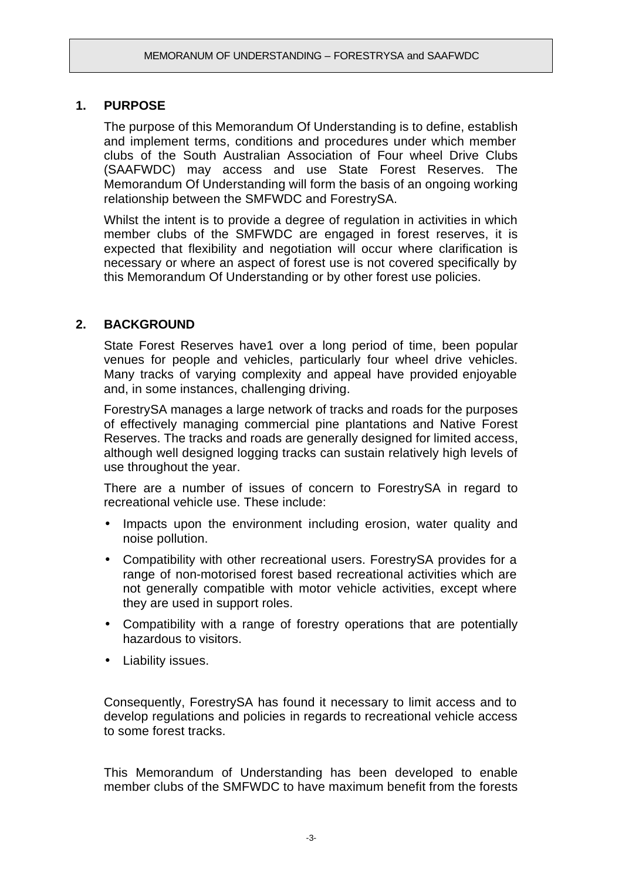## 1. PURPOSE

The purpose of this Memorandum Of Understanding is to define, establish and implement terms, conditions and procedures under which member clubs of the South Australian Association of Four wheel Drive Clubs (SAAFWDC) may access and use State Forest Reserves. The Memorandum Of Understanding will form the basis of an ongoing working relationship between the SMFWDC and ForestrySA.

Whilst the intent is to provide a degree of regulation in activities in which member clubs of the SMFWDC are engaged in forest reserves, it is expected that flexibility and negotiation will occur where clarification is necessary or where an aspect of forest use is not covered specifically by this Memorandum Of Understanding or by other forest use policies.

## 2. BACKGROUND

State Forest Reserves have1 over a long period of time, been popular venues for people and vehicles, particularly four wheel drive vehicles. Many tracks of varying complexity and appeal have provided enjoyable and, in some instances, challenging driving.

ForestrySA manages a large network of tracks and roads for the purposes of effectively managing commercial pine plantations and Native Forest Reserves. The tracks and roads are generally designed for limited access, although well designed logging tracks can sustain relatively high levels of use throughout the year.

There are a number of issues of concern to ForestrySA in regard to recreational vehicle use. These include:

- Impacts upon the environment including erosion, water quality and noise pollution.
- Compatibility with other recreational users. ForestrySA provides for a range of non-motorised forest based recreational activities which are not generally compatible with motor vehicle activities, except where they are used in support roles.
- Compatibility with a range of forestry operations that are potentially hazardous to visitors.
- Liability issues.

Consequently, ForestrySA has found it necessary to limit access and to develop regulations and policies in regards to recreational vehicle access to some forest tracks.

This Memorandum of Understanding has been developed to enable member clubs of the SMFWDC to have maximum benefit from the forests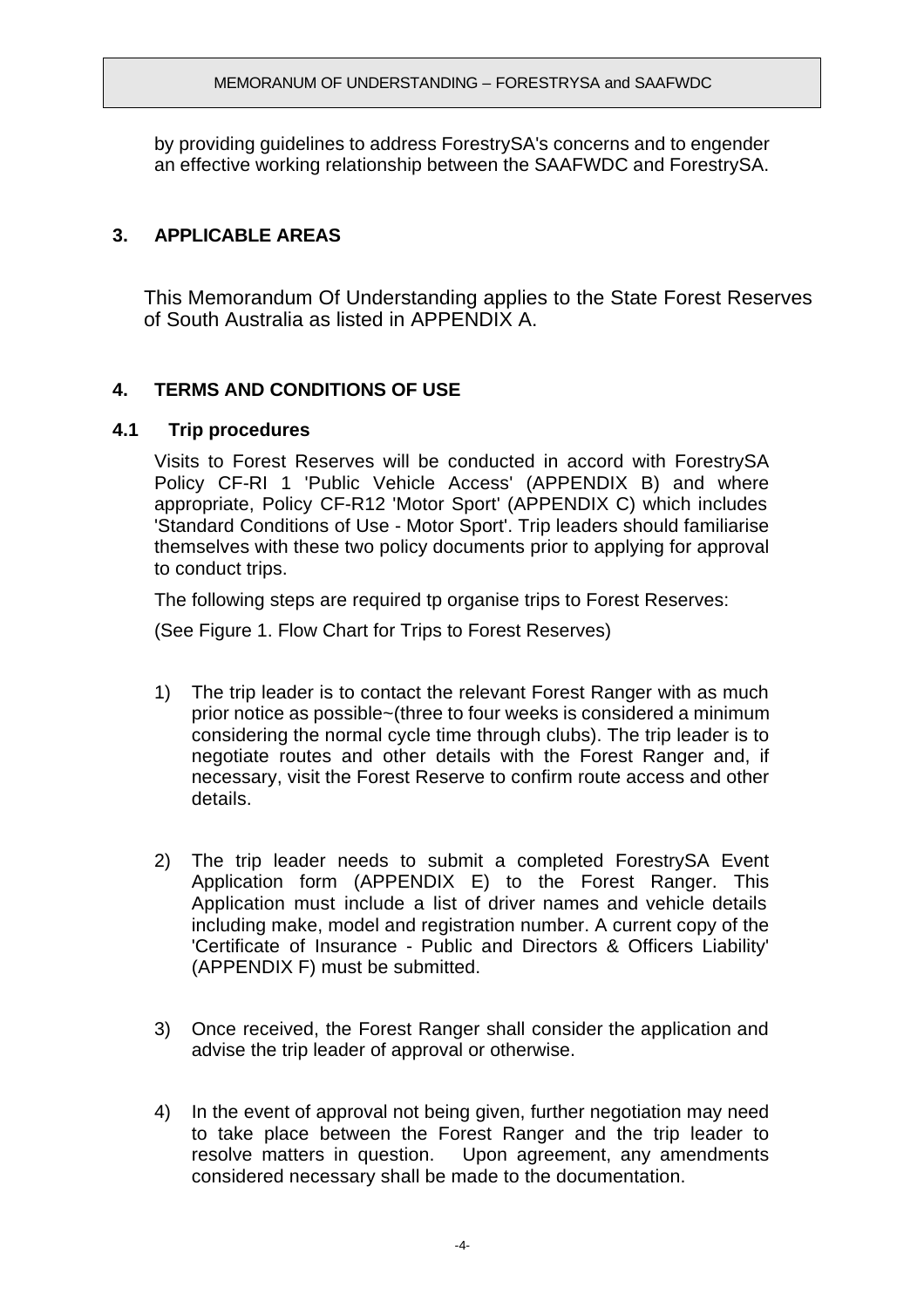by providing guidelines to address ForestrySA's concerns and to engender an effective working relationship between the SAAFWDC and ForestrySA.

## 3. APPLICABLE AREAS

This Memorandum Of Understanding applies to the State Forest Reserves of South Australia as listed in APPENDIX A.

## 4. TERMS AND CONDITIONS OF USE

### 4.1 Trip procedures

Visits to Forest Reserves will be conducted in accord with ForestrySA Policy CF-RI 1 'Public Vehicle Access' (APPENDIX B) and where appropriate, Policy CF-R12 'Motor Sport' (APPENDIX C) which includes 'Standard Conditions of Use - Motor Sport'. Trip leaders should familiarise themselves with these two policy documents prior to applying for approval to conduct trips.

The following steps are required tp organise trips to Forest Reserves:

(See Figure 1. Flow Chart for Trips to Forest Reserves)

1) The trip leader is to contact the relevant Forest Ranger with as much prior notice as possible~(three to four weeks is considered a minimum considering the normal cycle time through clubs). The trip leader is to negotiate routes and other details with the Forest Ranger and, if necessary, visit the Forest Reserve to confirm route access and other details.

2) The trip leader needs to submit a completed ForestrySA Event Application form (APPENDIX E) to the Forest Ranger. This Application must include a list of driver names and vehicle details including make, model and registration number. A current copy of the 'Certificate of Insurance - Public and Directors & Officers Liability' (APPENDIX F) must be submitted.

3) Once received, the Forest Ranger shall consider the application and advise the trip leader of approval or otherwise.

4) In the event of approval not being given, further negotiation may need to take place between the Forest Ranger and the trip leader to resolve matters in question. Upon agreement, any amendments considered necessary shall be made to the documentation.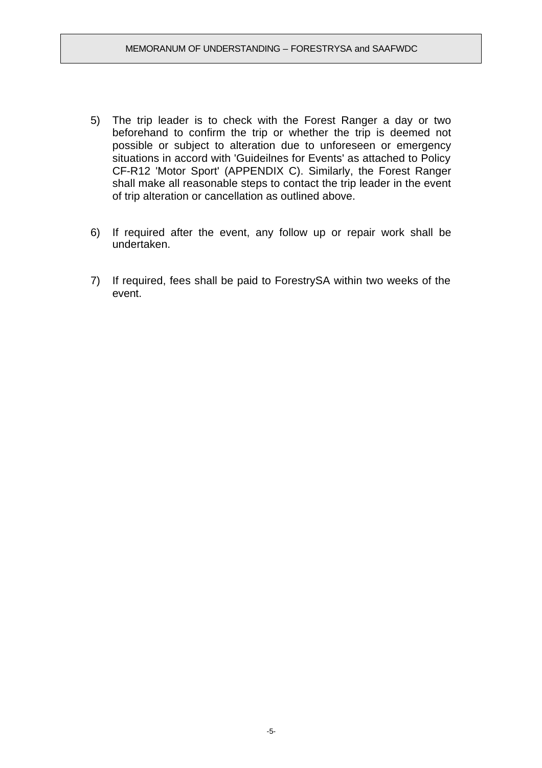5) The trip leader is to check with the Forest Ranger a day or two beforehand to confirm the trip or whether the trip is deemed not possible or subject to alteration due to unforeseen or emergency situations in accord with 'Guideilnes for Events' as attached to Policy CF-R12 'Motor Sport' (APPENDIX C). Similarly, the Forest Ranger shall make all reasonable steps to contact the trip leader in the event of trip alteration or cancellation as outlined above.

6) If required after the event, any follow up or repair work shall be undertaken.

7) If required, fees shall be paid to ForestrySA within two weeks of the event.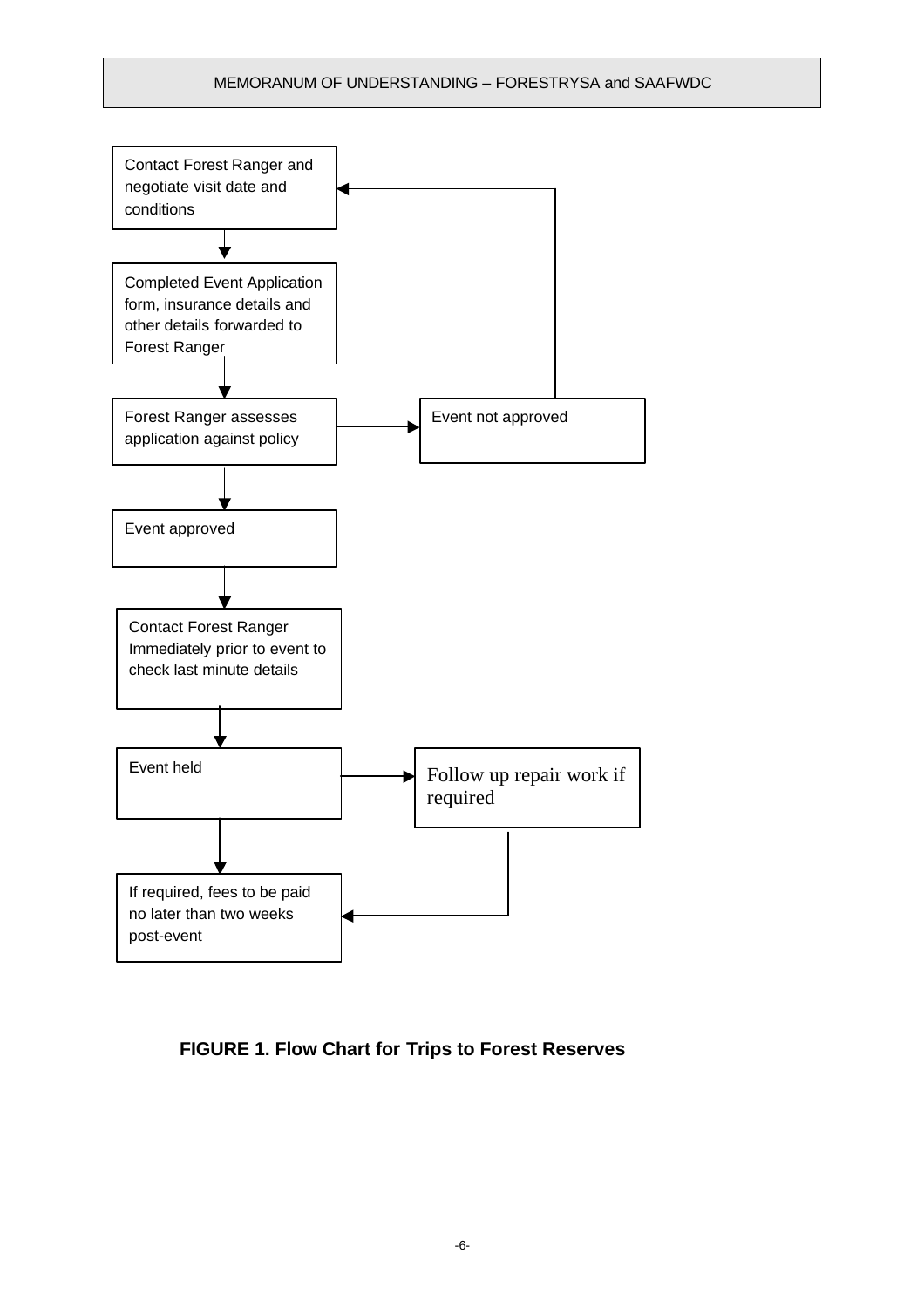Contact Forest Ranger and negotiate visit date and conditions

Completed Event Application form, insurance details and other details forwarded to Forest Ranger

Forest Ranger assesses application against policy

Event not approved

Event approved

Contact Forest Ranger Immediately prior to event to check last minute details

Event held

Follow up repair work if required

If required, fees to be paid no later than two weeks post-event

**FIGURE 1. Flow Chart for Trips to Forest Reserves**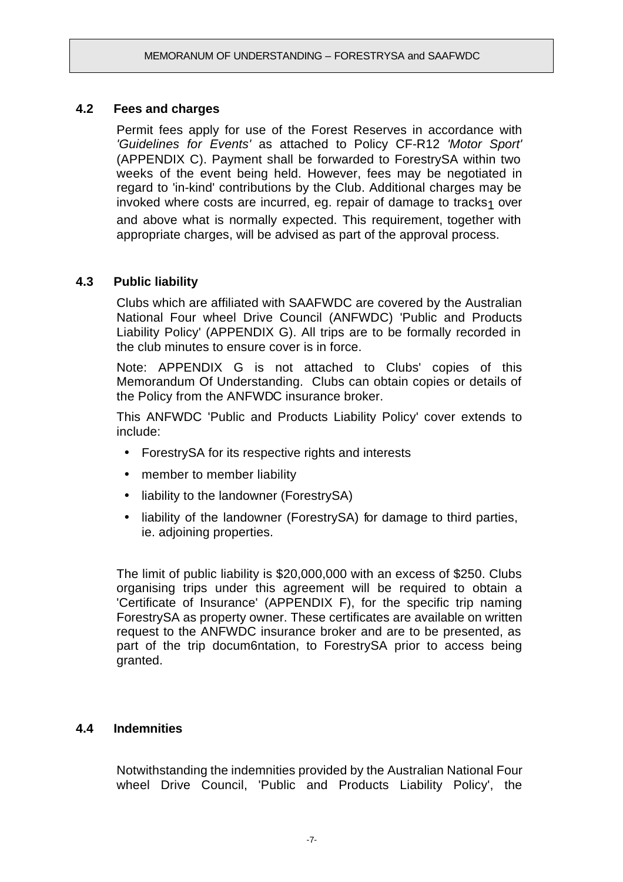### 4.2 Fees and charges

Permit fees apply for use of the Forest Reserves in accordance with *'Guidelines for Events'* as attached to Policy CF-R12 *'Motor Sport'* (APPENDIX C). Payment shall be forwarded to ForestrySA within two weeks of the event being held. However, fees may be negotiated in regard to 'in-kind' contributions by the Club. Additional charges may be invoked where costs are incurred, eg. repair of damage to tracks[1] over and above what is normally expected. This requirement, together with appropriate charges, will be advised as part of the approval process.

### 4.3 Public liability

Clubs which are affiliated with SAAFWDC are covered by the Australian National Four wheel Drive Council (ANFWDC) 'Public and Products Liability Policy' (APPENDIX G). All trips are to be formally recorded in the club minutes to ensure cover is in force.

Note: APPENDIX G is not attached to Clubs' copies of this Memorandum Of Understanding. Clubs can obtain copies or details of the Policy from the ANFWDC insurance broker.

This ANFWDC 'Public and Products Liability Policy' cover extends to include:

- ForestrySA for its respective rights and interests
- member to member liability
- liability to the landowner (ForestrySA)
- liability of the landowner (ForestrySA) for damage to third parties, ie. adjoining properties.

The limit of public liability is $20,000,000 with an excess of $250. Clubs organising trips under this agreement will be required to obtain a 'Certificate of Insurance' (APPENDIX F), for the specific trip naming ForestrySA as property owner. These certificates are available on written request to the ANFWDC insurance broker and are to be presented, as part of the trip docum6ntation, to ForestrySA prior to access being granted.

### 4.4 Indemnities

Notwithstanding the indemnities provided by the Australian National Four wheel Drive Council, 'Public and Products Liability Policy', the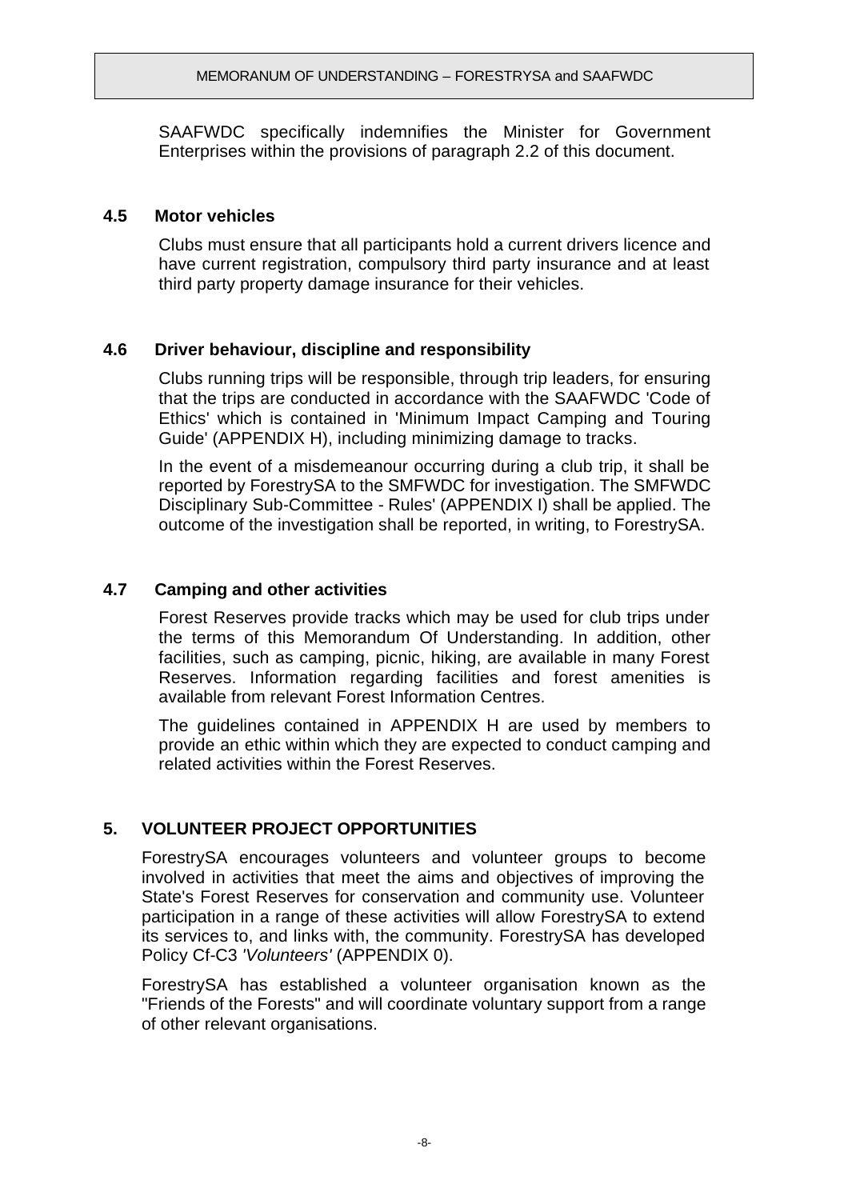SAAFWDC specifically indemnifies the Minister for Government Enterprises within the provisions of paragraph 2.2 of this document.

### 4.5 Motor vehicles

Clubs must ensure that all participants hold a current drivers licence and have current registration, compulsory third party insurance and at least third party property damage insurance for their vehicles.

### 4.6 Driver behaviour, discipline and responsibility

Clubs running trips will be responsible, through trip leaders, for ensuring that the trips are conducted in accordance with the SAAFWDC 'Code of Ethics' which is contained in 'Minimum Impact Camping and Touring Guide' (APPENDIX H), including minimizing damage to tracks.

In the event of a misdemeanour occurring during a club trip, it shall be reported by ForestrySA to the SMFWDC for investigation. The SMFWDC Disciplinary Sub-Committee - Rules' (APPENDIX I) shall be applied. The outcome of the investigation shall be reported, in writing, to ForestrySA.

### 4.7 Camping and other activities

Forest Reserves provide tracks which may be used for club trips under the terms of this Memorandum Of Understanding. In addition, other facilities, such as camping, picnic, hiking, are available in many Forest Reserves. Information regarding facilities and forest amenities is available from relevant Forest Information Centres.

The guidelines contained in APPENDIX H are used by members to provide an ethic within which they are expected to conduct camping and related activities within the Forest Reserves.

## 5. VOLUNTEER PROJECT OPPORTUNITIES

ForestrySA encourages volunteers and volunteer groups to become involved in activities that meet the aims and objectives of improving the State's Forest Reserves for conservation and community use. Volunteer participation in a range of these activities will allow ForestrySA to extend its services to, and links with, the community. ForestrySA has developed Policy Cf-C3 *'Volunteers'* (APPENDIX 0).

ForestrySA has established a volunteer organisation known as the "Friends of the Forests" and will coordinate voluntary support from a range of other relevant organisations.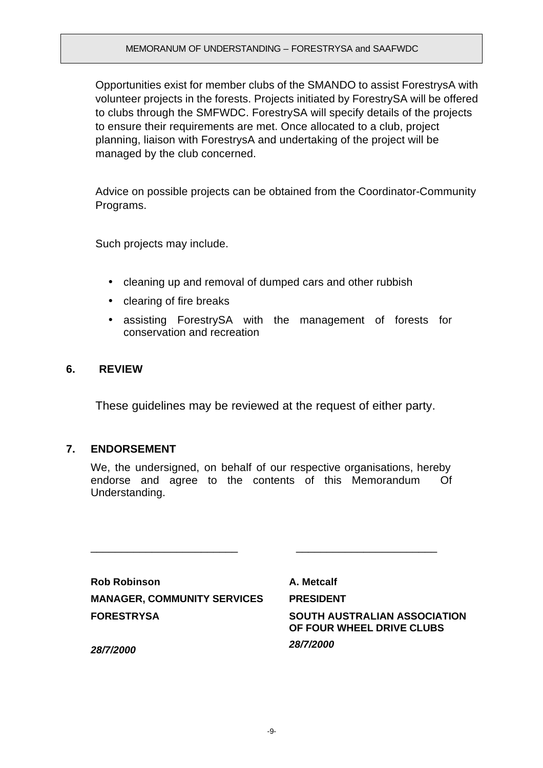Opportunities exist for member clubs of the SMANDO to assist ForestrysA with volunteer projects in the forests. Projects initiated by ForestrySA will be offered to clubs through the SMFWDC. ForestrySA will specify details of the projects to ensure their requirements are met. Once allocated to a club, project planning, liaison with ForestrysA and undertaking of the project will be managed by the club concerned.

Advice on possible projects can be obtained from the Coordinator-Community Programs.

Such projects may include.

- cleaning up and removal of dumped cars and other rubbish
- clearing of fire breaks
- assisting ForestrySA with the management of forests for conservation and recreation

## 6. REVIEW

These guidelines may be reviewed at the request of either party.

## 7. ENDORSEMENT

We, the undersigned, on behalf of our respective organisations, hereby endorse and agree to the contents of this Memorandum Of Understanding.

________________________ ________________________

| | |
|---|---|
| **Rob Robinson** | **A. Metcalf** |
| **MANAGER, COMMUNITY SERVICES** | **PRESIDENT** |
| **FORESTRYSA** | **SOUTH AUSTRALIAN ASSOCIATION OF FOUR WHEEL DRIVE CLUBS** |
| ***28/7/2000*** | ***28/7/2000*** |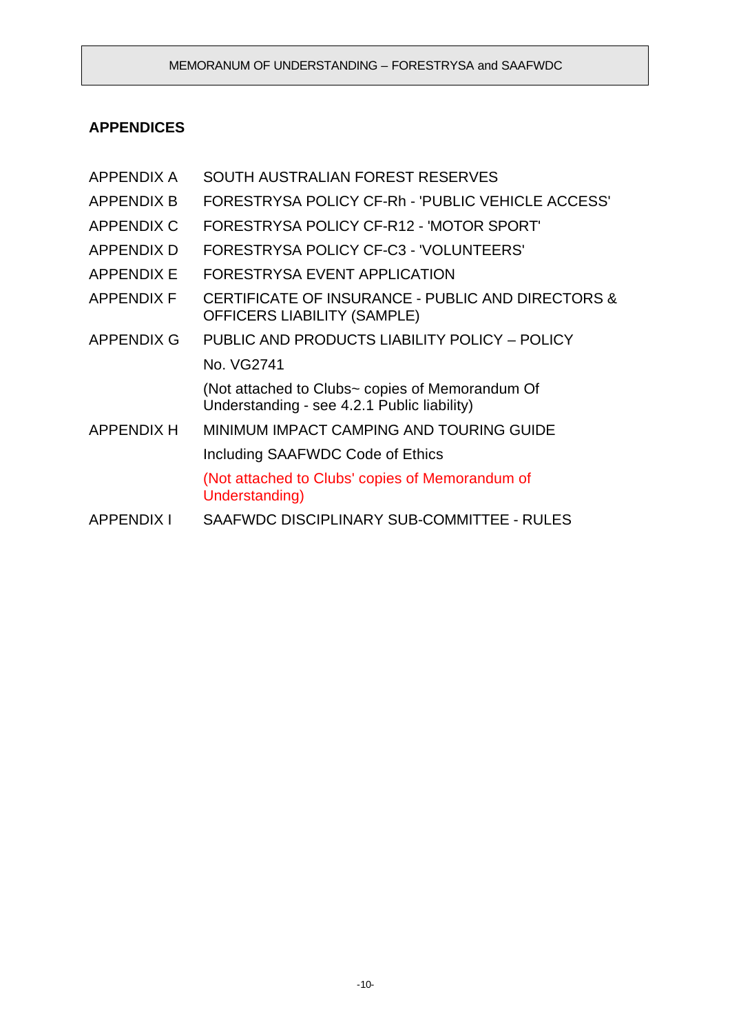## APPENDICES

| | |
|---|---|
| APPENDIX A | SOUTH AUSTRALIAN FOREST RESERVES |
| APPENDIX B | FORESTRYSA POLICY CF-Rh - 'PUBLIC VEHICLE ACCESS' |
| APPENDIX C | FORESTRYSA POLICY CF-R12 - 'MOTOR SPORT' |
| APPENDIX D | FORESTRYSA POLICY CF-C3 - 'VOLUNTEERS' |
| APPENDIX E | FORESTRYSA EVENT APPLICATION |
| APPENDIX F | CERTIFICATE OF INSURANCE - PUBLIC AND DIRECTORS & OFFICERS LIABILITY (SAMPLE) |
| APPENDIX G | PUBLIC AND PRODUCTS LIABILITY POLICY – POLICY No. VG2741 (Not attached to Clubs~ copies of Memorandum Of Understanding - see 4.2.1 Public liability) |
| APPENDIX H | MINIMUM IMPACT CAMPING AND TOURING GUIDE Including SAAFWDC Code of Ethics (Not attached to Clubs' copies of Memorandum of Understanding) |
| APPENDIX I | SAAFWDC DISCIPLINARY SUB-COMMITTEE - RULES |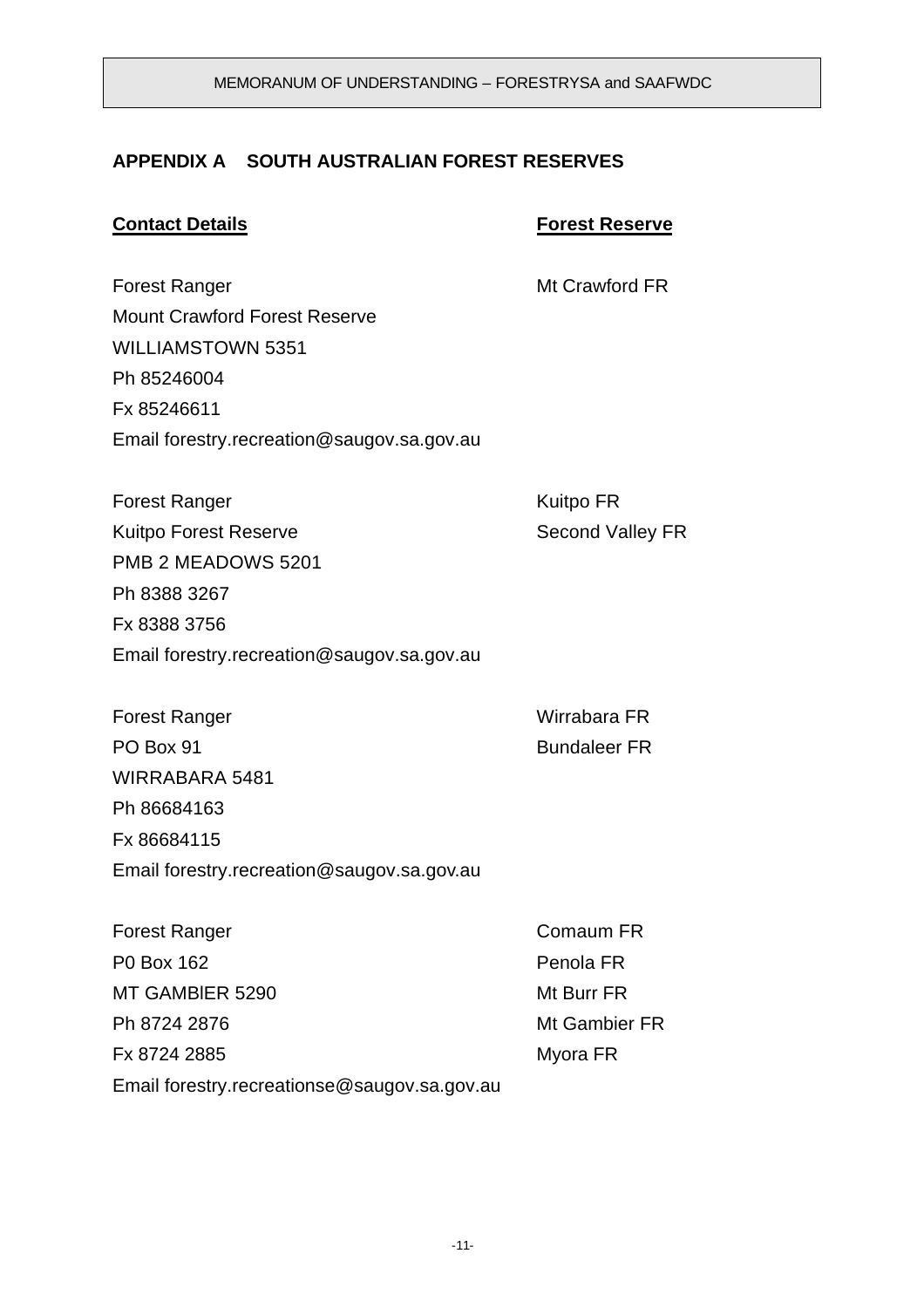## APPENDIX A SOUTH AUSTRALIAN FOREST RESERVES

| **Contact Details** | **Forest Reserve** |
|---|---|
| Forest Ranger<br>Mount Crawford Forest Reserve<br>WILLIAMSTOWN 5351<br>Ph 85246004<br>Fx 85246611<br>Email forestry.recreation@saugov.sa.gov.au | Mt Crawford FR |
| Forest Ranger<br>Kuitpo Forest Reserve<br>PMB 2 MEADOWS 5201<br>Ph 8388 3267<br>Fx 8388 3756<br>Email forestry.recreation@saugov.sa.gov.au | Kuitpo FR<br>Second Valley FR |
| Forest Ranger<br>PO Box 91<br>WIRRABARA 5481<br>Ph 86684163<br>Fx 86684115<br>Email forestry.recreation@saugov.sa.gov.au | Wirrabara FR<br>Bundaleer FR |
| Forest Ranger<br>P0 Box 162<br>MT GAMBIER 5290<br>Ph 8724 2876<br>Fx 8724 2885<br>Email forestry.recreationse@saugov.sa.gov.au | Comaum FR<br>Penola FR<br>Mt Burr FR<br>Mt Gambier FR<br>Myora FR |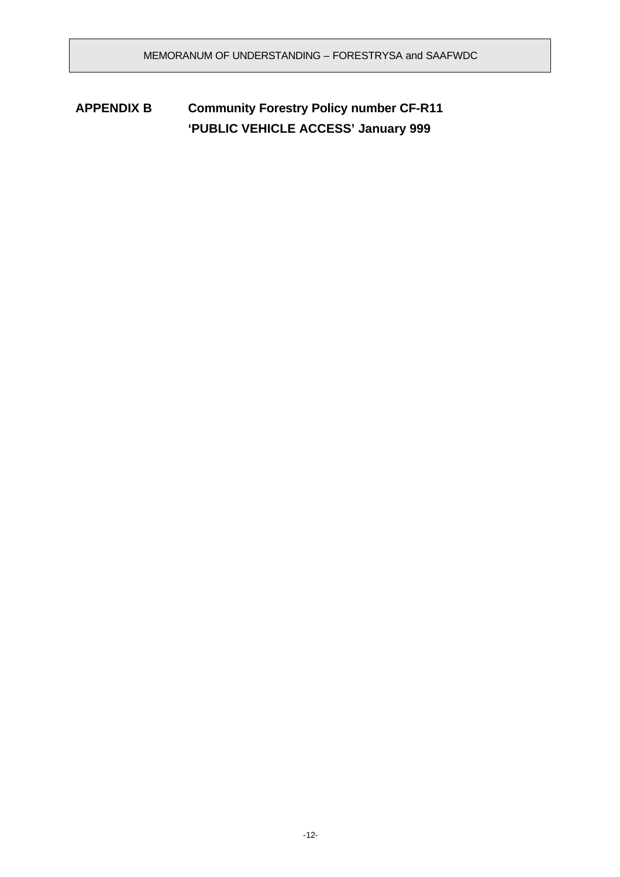## APPENDIX B Community Forestry Policy number CF-R11 'PUBLIC VEHICLE ACCESS' January 999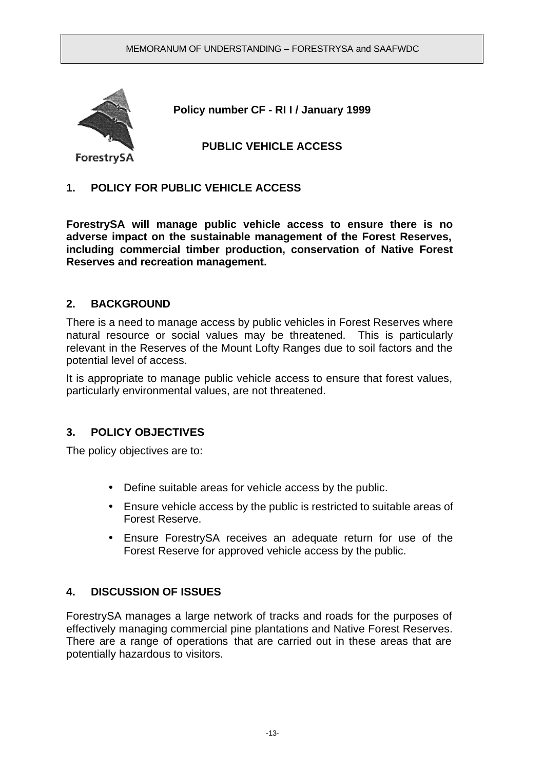**Policy number CF - RI I / January 1999**

**PUBLIC VEHICLE ACCESS**

## 1. POLICY FOR PUBLIC VEHICLE ACCESS

**ForestrySA will manage public vehicle access to ensure there is no adverse impact on the sustainable management of the Forest Reserves, including commercial timber production, conservation of Native Forest Reserves and recreation management.**

## 2. BACKGROUND

There is a need to manage access by public vehicles in Forest Reserves where natural resource or social values may be threatened. This is particularly relevant in the Reserves of the Mount Lofty Ranges due to soil factors and the potential level of access.

It is appropriate to manage public vehicle access to ensure that forest values, particularly environmental values, are not threatened.

## 3. POLICY OBJECTIVES

The policy objectives are to:

- Define suitable areas for vehicle access by the public.
- Ensure vehicle access by the public is restricted to suitable areas of Forest Reserve.
- Ensure ForestrySA receives an adequate return for use of the Forest Reserve for approved vehicle access by the public.

## 4. DISCUSSION OF ISSUES

ForestrySA manages a large network of tracks and roads for the purposes of effectively managing commercial pine plantations and Native Forest Reserves. There are a range of operations that are carried out in these areas that are potentially hazardous to visitors.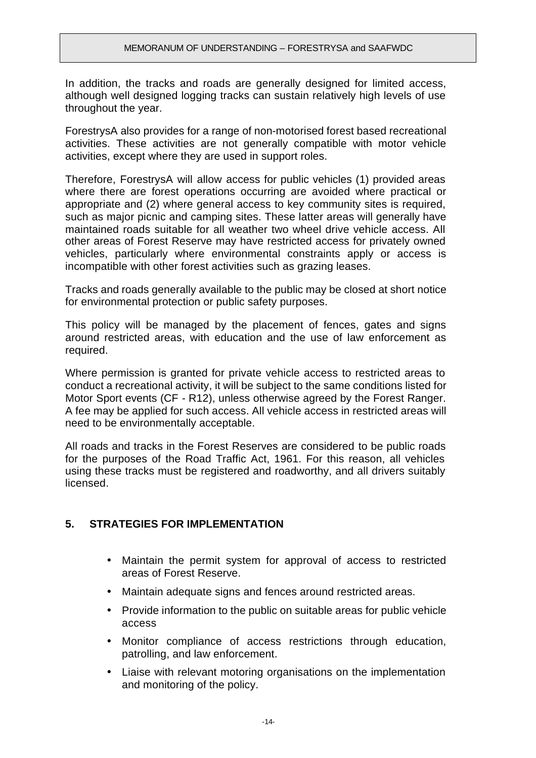In addition, the tracks and roads are generally designed for limited access, although well designed logging tracks can sustain relatively high levels of use throughout the year.

ForestrysA also provides for a range of non-motorised forest based recreational activities. These activities are not generally compatible with motor vehicle activities, except where they are used in support roles.

Therefore, ForestrysA will allow access for public vehicles (1) provided areas where there are forest operations occurring are avoided where practical or appropriate and (2) where general access to key community sites is required, such as major picnic and camping sites. These latter areas will generally have maintained roads suitable for all weather two wheel drive vehicle access. All other areas of Forest Reserve may have restricted access for privately owned vehicles, particularly where environmental constraints apply or access is incompatible with other forest activities such as grazing leases.

Tracks and roads generally available to the public may be closed at short notice for environmental protection or public safety purposes.

This policy will be managed by the placement of fences, gates and signs around restricted areas, with education and the use of law enforcement as required.

Where permission is granted for private vehicle access to restricted areas to conduct a recreational activity, it will be subject to the same conditions listed for Motor Sport events (CF - R12), unless otherwise agreed by the Forest Ranger. A fee may be applied for such access. All vehicle access in restricted areas will need to be environmentally acceptable.

All roads and tracks in the Forest Reserves are considered to be public roads for the purposes of the Road Traffic Act, 1961. For this reason, all vehicles using these tracks must be registered and roadworthy, and all drivers suitably licensed.

## 5. STRATEGIES FOR IMPLEMENTATION

- Maintain the permit system for approval of access to restricted areas of Forest Reserve.
- Maintain adequate signs and fences around restricted areas.
- Provide information to the public on suitable areas for public vehicle access
- Monitor compliance of access restrictions through education, patrolling, and law enforcement.
- Liaise with relevant motoring organisations on the implementation and monitoring of the policy.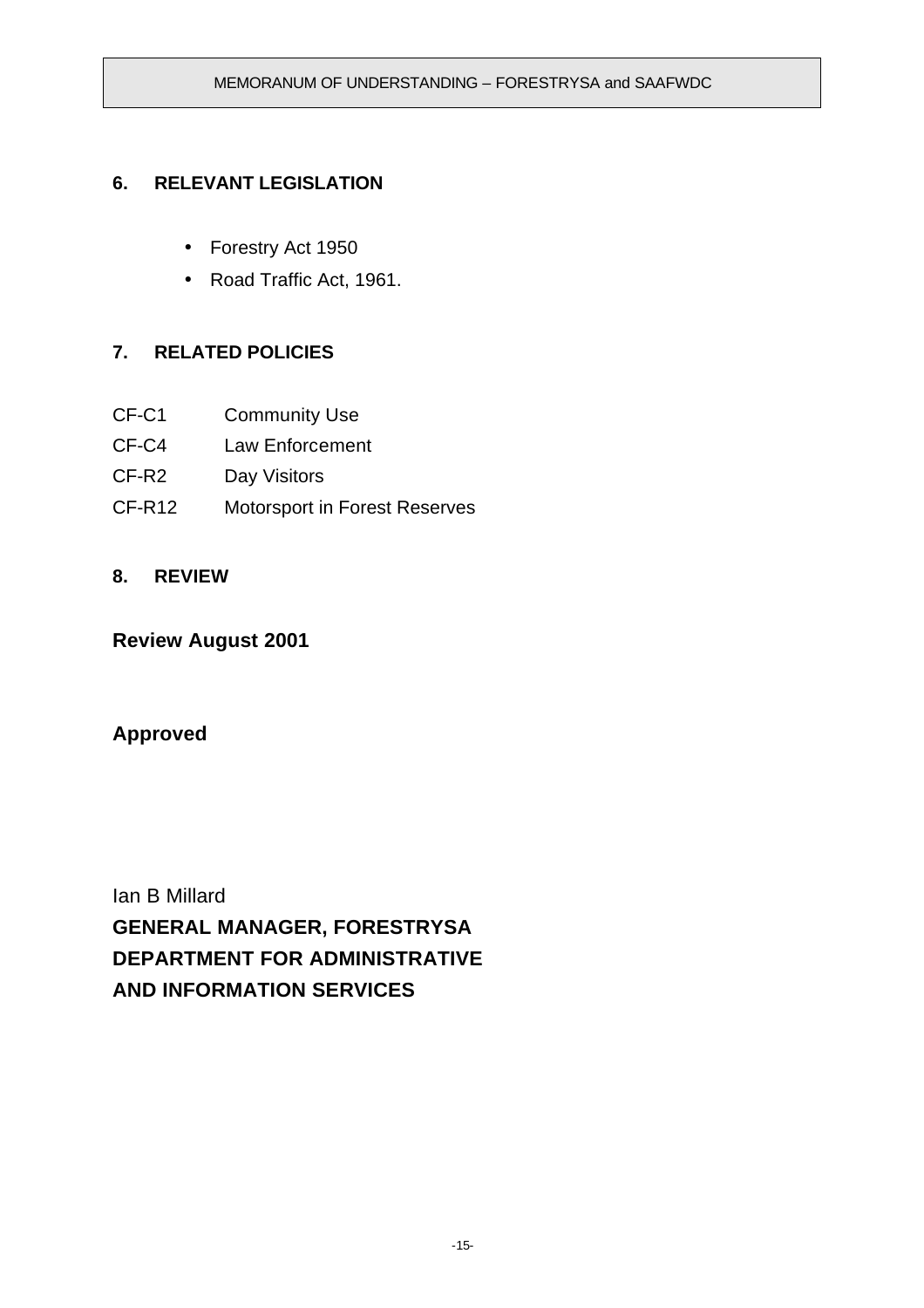## 6. RELEVANT LEGISLATION

- Forestry Act 1950
- Road Traffic Act, 1961.

## 7. RELATED POLICIES

| | |
|---|---|
| CF-C1 | Community Use |
| CF-C4 | Law Enforcement |
| CF-R2 | Day Visitors |
| CF-R12 | Motorsport in Forest Reserves |

## 8. REVIEW

**Review August 2001**

**Approved**

Ian B Millard
**GENERAL MANAGER, FORESTRYSA**
**DEPARTMENT FOR ADMINISTRATIVE**
**AND INFORMATION SERVICES**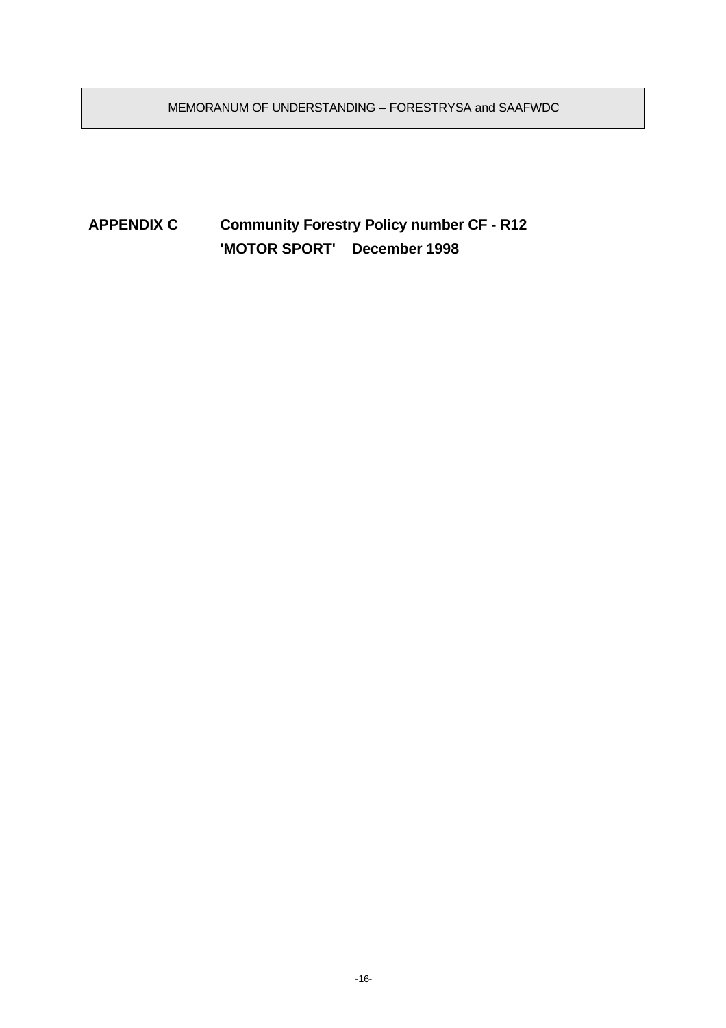**APPENDIX C   Community Forestry Policy number CF - R12**
**'MOTOR SPORT'   December 1998**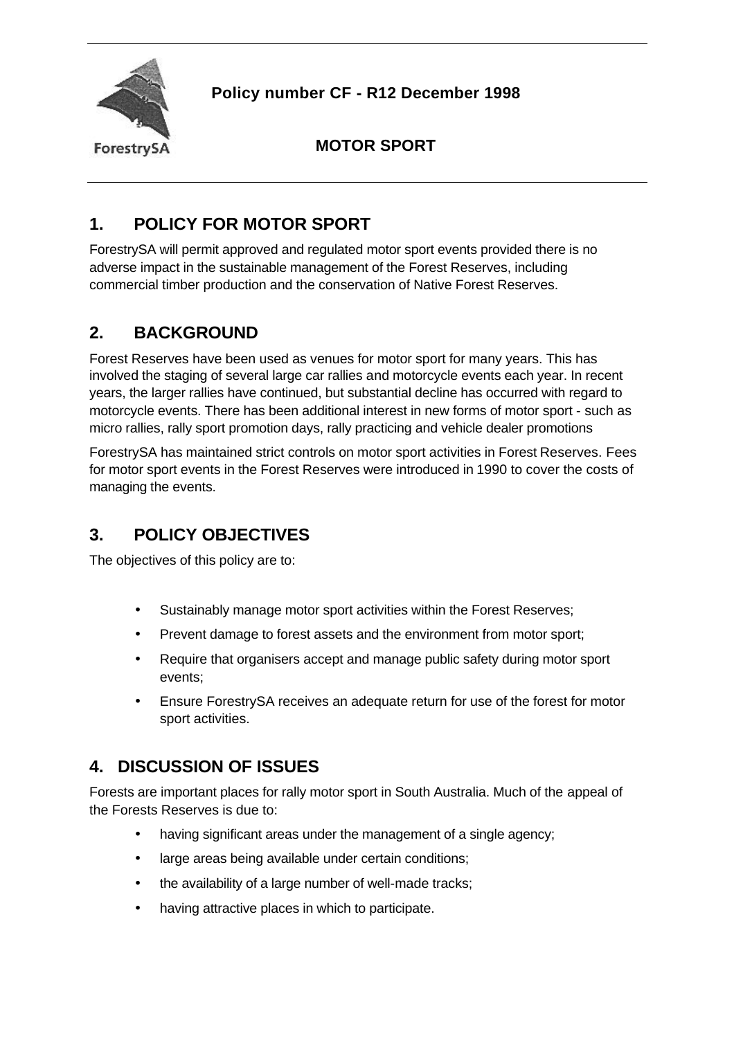ForestrySA

**Policy number CF - R12 December 1998**

**MOTOR SPORT**

## 1. POLICY FOR MOTOR SPORT

ForestrySA will permit approved and regulated motor sport events provided there is no adverse impact in the sustainable management of the Forest Reserves, including commercial timber production and the conservation of Native Forest Reserves.

## 2. BACKGROUND

Forest Reserves have been used as venues for motor sport for many years. This has involved the staging of several large car rallies and motorcycle events each year. In recent years, the larger rallies have continued, but substantial decline has occurred with regard to motorcycle events. There has been additional interest in new forms of motor sport - such as micro rallies, rally sport promotion days, rally practicing and vehicle dealer promotions

ForestrySA has maintained strict controls on motor sport activities in Forest Reserves. Fees for motor sport events in the Forest Reserves were introduced in 1990 to cover the costs of managing the events.

## 3. POLICY OBJECTIVES

The objectives of this policy are to:

- Sustainably manage motor sport activities within the Forest Reserves;
- Prevent damage to forest assets and the environment from motor sport;
- Require that organisers accept and manage public safety during motor sport events;
- Ensure ForestrySA receives an adequate return for use of the forest for motor sport activities.

## 4. DISCUSSION OF ISSUES

Forests are important places for rally motor sport in South Australia. Much of the appeal of the Forests Reserves is due to:

- having significant areas under the management of a single agency;
- large areas being available under certain conditions;
- the availability of a large number of well-made tracks;
- having attractive places in which to participate.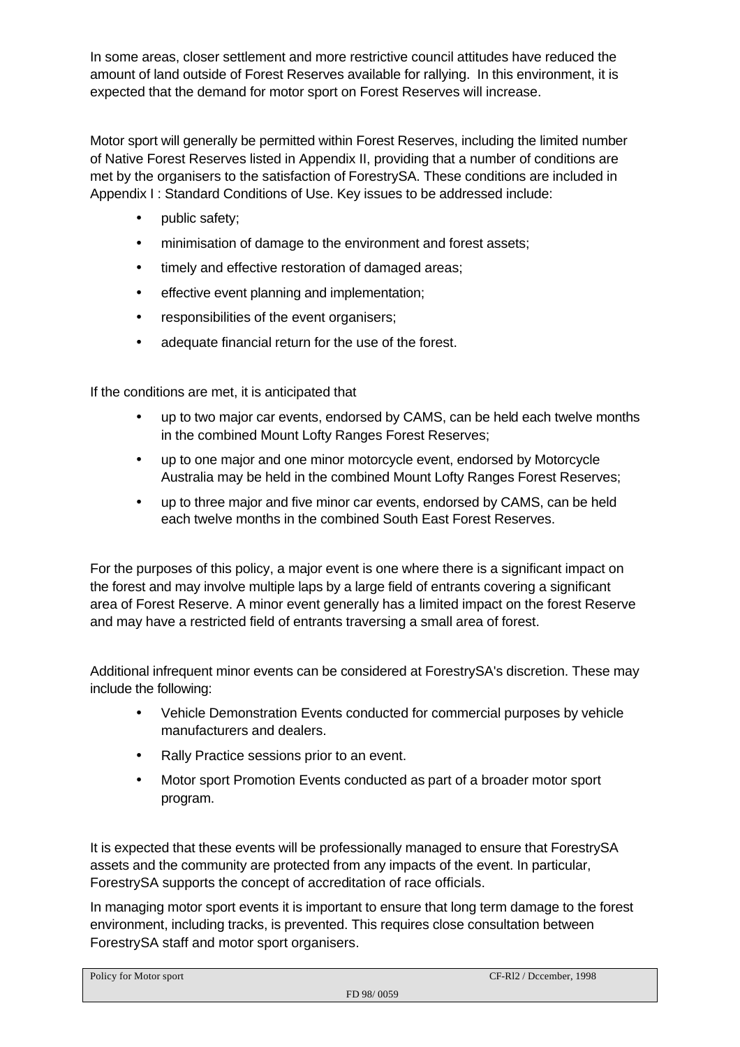In some areas, closer settlement and more restrictive council attitudes have reduced the amount of land outside of Forest Reserves available for rallying. In this environment, it is expected that the demand for motor sport on Forest Reserves will increase.

Motor sport will generally be permitted within Forest Reserves, including the limited number of Native Forest Reserves listed in Appendix II, providing that a number of conditions are met by the organisers to the satisfaction of ForestrySA. These conditions are included in Appendix I : Standard Conditions of Use. Key issues to be addressed include:

- public safety;
- minimisation of damage to the environment and forest assets;
- timely and effective restoration of damaged areas;
- effective event planning and implementation;
- responsibilities of the event organisers;
- adequate financial return for the use of the forest.

If the conditions are met, it is anticipated that

- up to two major car events, endorsed by CAMS, can be held each twelve months in the combined Mount Lofty Ranges Forest Reserves;
- up to one major and one minor motorcycle event, endorsed by Motorcycle Australia may be held in the combined Mount Lofty Ranges Forest Reserves;
- up to three major and five minor car events, endorsed by CAMS, can be held each twelve months in the combined South East Forest Reserves.

For the purposes of this policy, a major event is one where there is a significant impact on the forest and may involve multiple laps by a large field of entrants covering a significant area of Forest Reserve. A minor event generally has a limited impact on the forest Reserve and may have a restricted field of entrants traversing a small area of forest.

Additional infrequent minor events can be considered at ForestrySA's discretion. These may include the following:

- Vehicle Demonstration Events conducted for commercial purposes by vehicle manufacturers and dealers.
- Rally Practice sessions prior to an event.
- Motor sport Promotion Events conducted as part of a broader motor sport program.

It is expected that these events will be professionally managed to ensure that ForestrySA assets and the community are protected from any impacts of the event. In particular, ForestrySA supports the concept of accreditation of race officials.

In managing motor sport events it is important to ensure that long term damage to the forest environment, including tracks, is prevented. This requires close consultation between ForestrySA staff and motor sport organisers.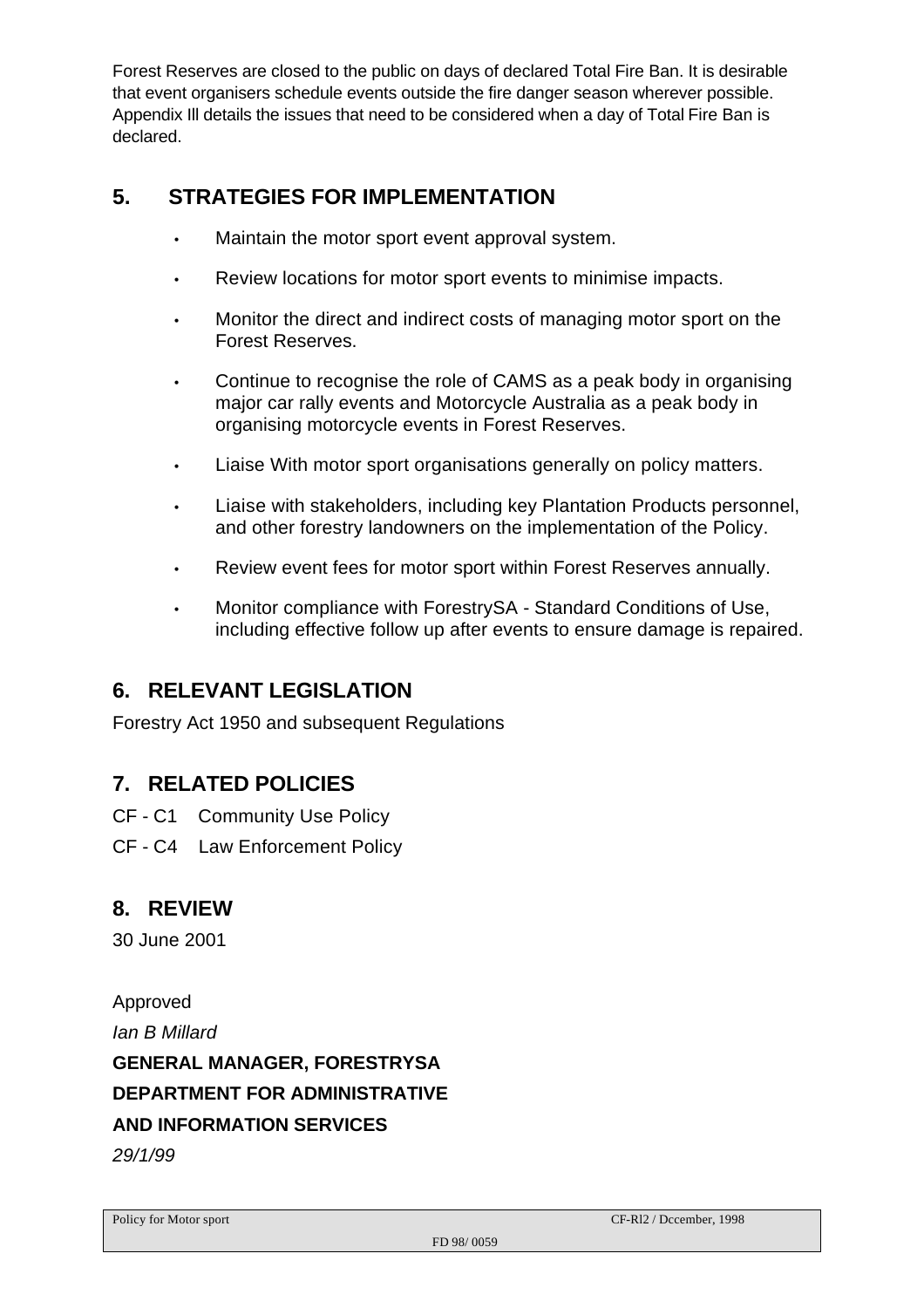Forest Reserves are closed to the public on days of declared Total Fire Ban. It is desirable that event organisers schedule events outside the fire danger season wherever possible. Appendix lll details the issues that need to be considered when a day of Total Fire Ban is declared.

## 5. STRATEGIES FOR IMPLEMENTATION

- Maintain the motor sport event approval system.
- Review locations for motor sport events to minimise impacts.
- Monitor the direct and indirect costs of managing motor sport on the Forest Reserves.
- Continue to recognise the role of CAMS as a peak body in organising major car rally events and Motorcycle Australia as a peak body in organising motorcycle events in Forest Reserves.
- Liaise With motor sport organisations generally on policy matters.
- Liaise with stakeholders, including key Plantation Products personnel, and other forestry landowners on the implementation of the Policy.
- Review event fees for motor sport within Forest Reserves annually.
- Monitor compliance with ForestrySA - Standard Conditions of Use, including effective follow up after events to ensure damage is repaired.

## 6. RELEVANT LEGISLATION

Forestry Act 1950 and subsequent Regulations

## 7. RELATED POLICIES

CF - C1 Community Use Policy

CF - C4 Law Enforcement Policy

## 8. REVIEW

30 June 2001

Approved

*Ian B Millard*

**GENERAL MANAGER, FORESTRYSA**

**DEPARTMENT FOR ADMINISTRATIVE**

**AND INFORMATION SERVICES**

*29/1/99*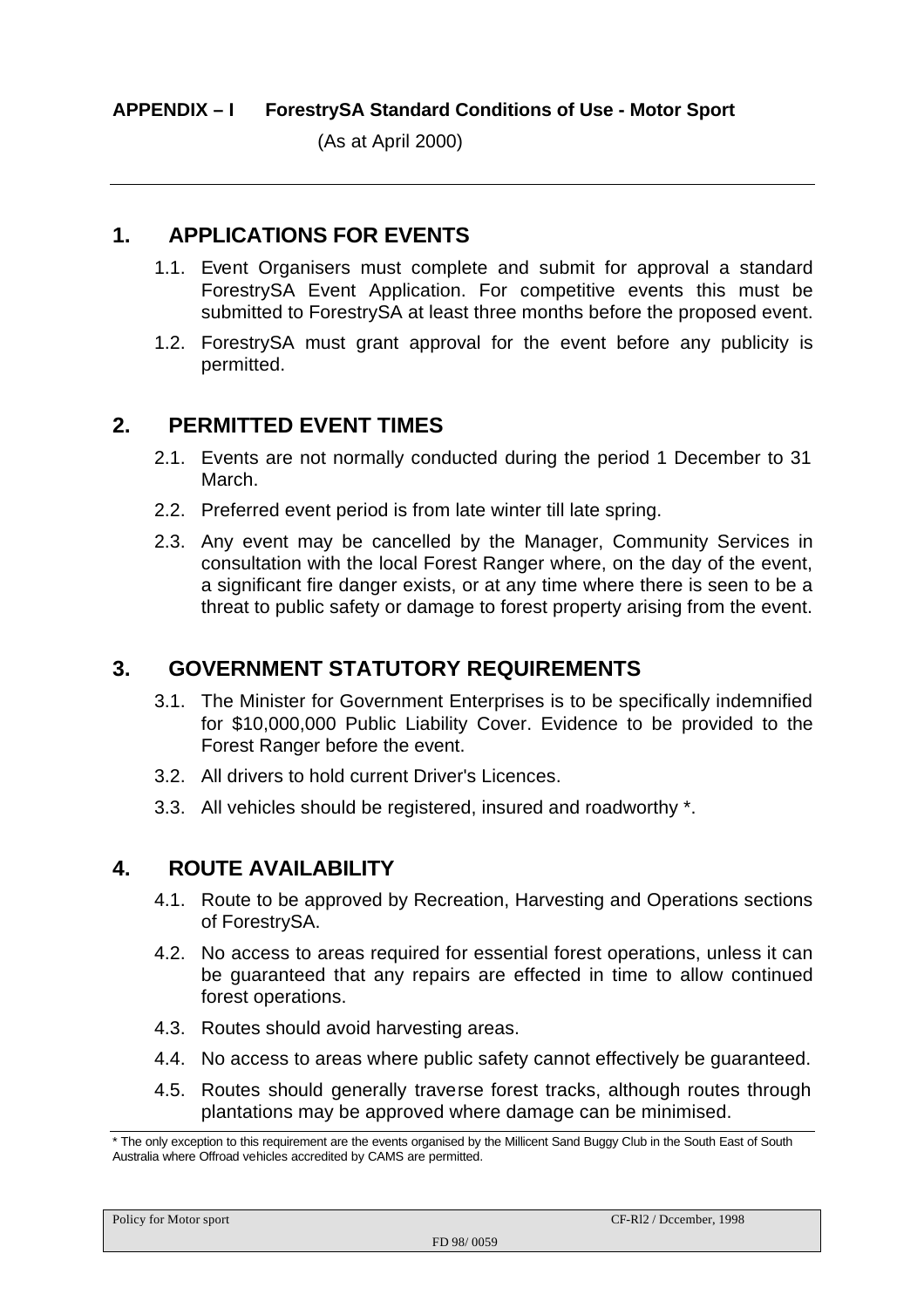**APPENDIX – I ForestrySA Standard Conditions of Use - Motor Sport**

(As at April 2000)

## 1. APPLICATIONS FOR EVENTS

1.1. Event Organisers must complete and submit for approval a standard ForestrySA Event Application. For competitive events this must be submitted to ForestrySA at least three months before the proposed event.

1.2. ForestrySA must grant approval for the event before any publicity is permitted.

## 2. PERMITTED EVENT TIMES

2.1. Events are not normally conducted during the period 1 December to 31 March.

2.2. Preferred event period is from late winter till late spring.

2.3. Any event may be cancelled by the Manager, Community Services in consultation with the local Forest Ranger where, on the day of the event, a significant fire danger exists, or at any time where there is seen to be a threat to public safety or damage to forest property arising from the event.

## 3. GOVERNMENT STATUTORY REQUIREMENTS

3.1. The Minister for Government Enterprises is to be specifically indemnified for $10,000,000 Public Liability Cover. Evidence to be provided to the Forest Ranger before the event.

3.2. All drivers to hold current Driver's Licences.

3.3. All vehicles should be registered, insured and roadworthy *.

## 4. ROUTE AVAILABILITY

4.1. Route to be approved by Recreation, Harvesting and Operations sections of ForestrySA.

4.2. No access to areas required for essential forest operations, unless it can be guaranteed that any repairs are effected in time to allow continued forest operations.

4.3. Routes should avoid harvesting areas.

4.4. No access to areas where public safety cannot effectively be guaranteed.

4.5. Routes should generally traverse forest tracks, although routes through plantations may be approved where damage can be minimised.

* The only exception to this requirement are the events organised by the Millicent Sand Buggy Club in the South East of South Australia where Offroad vehicles accredited by CAMS are permitted.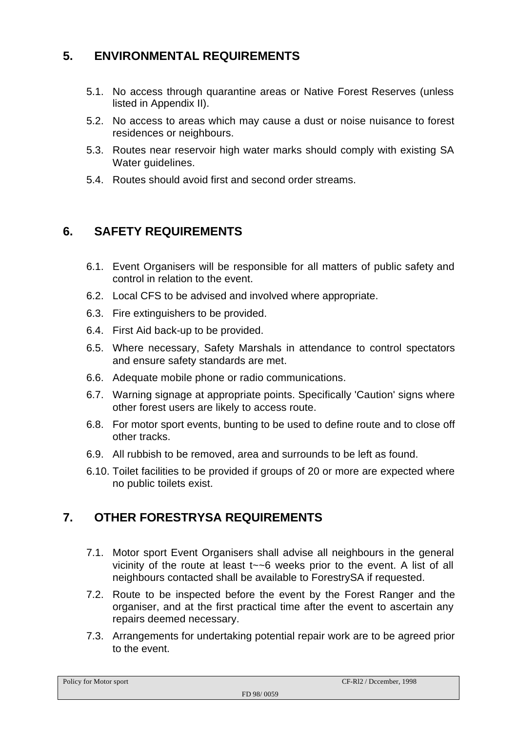## 5. ENVIRONMENTAL REQUIREMENTS

5.1. No access through quarantine areas or Native Forest Reserves (unless listed in Appendix II).

5.2. No access to areas which may cause a dust or noise nuisance to forest residences or neighbours.

5.3. Routes near reservoir high water marks should comply with existing SA Water guidelines.

5.4. Routes should avoid first and second order streams.

## 6. SAFETY REQUIREMENTS

6.1. Event Organisers will be responsible for all matters of public safety and control in relation to the event.

6.2. Local CFS to be advised and involved where appropriate.

6.3. Fire extinguishers to be provided.

6.4. First Aid back-up to be provided.

6.5. Where necessary, Safety Marshals in attendance to control spectators and ensure safety standards are met.

6.6. Adequate mobile phone or radio communications.

6.7. Warning signage at appropriate points. Specifically 'Caution' signs where other forest users are likely to access route.

6.8. For motor sport events, bunting to be used to define route and to close off other tracks.

6.9. All rubbish to be removed, area and surrounds to be left as found.

6.10. Toilet facilities to be provided if groups of 20 or more are expected where no public toilets exist.

## 7. OTHER FORESTRYSA REQUIREMENTS

7.1. Motor sport Event Organisers shall advise all neighbours in the general vicinity of the route at least t~~6 weeks prior to the event. A list of all neighbours contacted shall be available to ForestrySA if requested.

7.2. Route to be inspected before the event by the Forest Ranger and the organiser, and at the first practical time after the event to ascertain any repairs deemed necessary.

7.3. Arrangements for undertaking potential repair work are to be agreed prior to the event.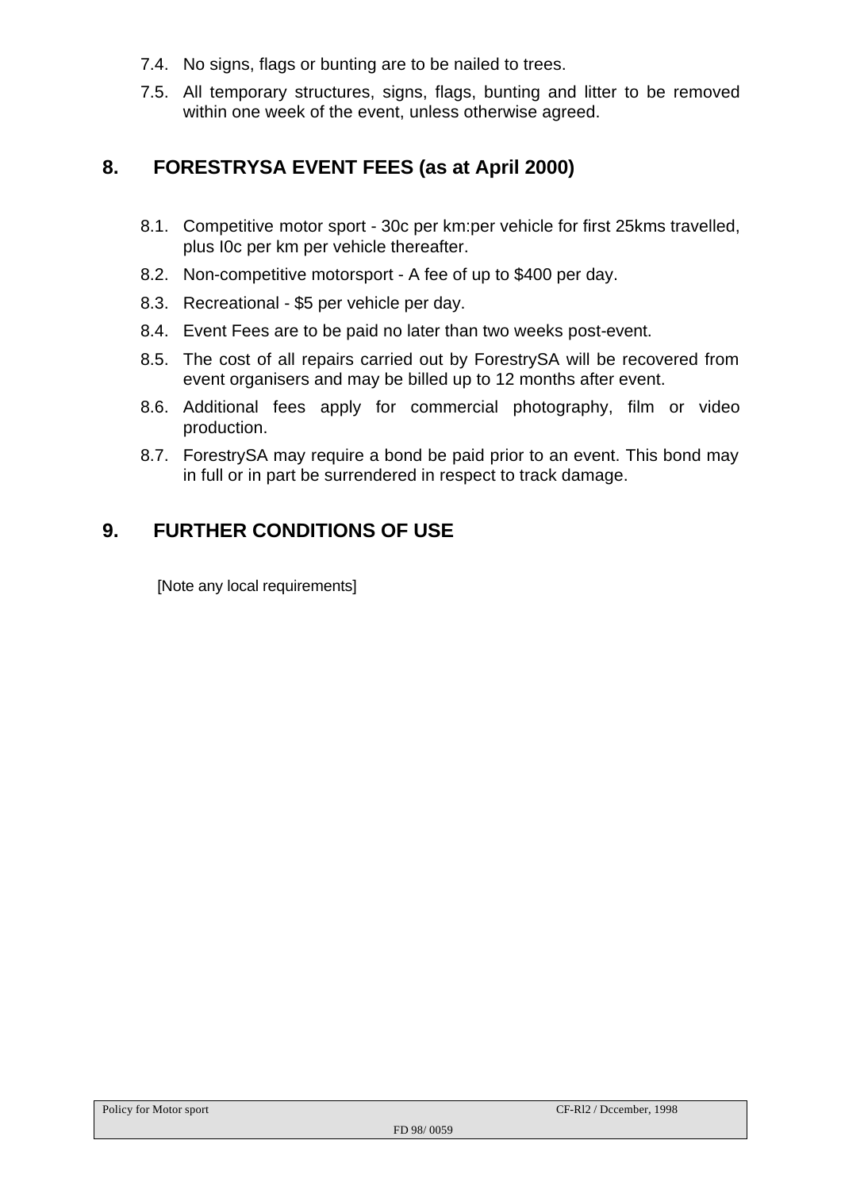7.4. No signs, flags or bunting are to be nailed to trees.

7.5. All temporary structures, signs, flags, bunting and litter to be removed within one week of the event, unless otherwise agreed.

## 8. FORESTRYSA EVENT FEES (as at April 2000)

8.1. Competitive motor sport - 30c per km:per vehicle for first 25kms travelled, plus I0c per km per vehicle thereafter.

8.2. Non-competitive motorsport - A fee of up to $400 per day.

8.3. Recreational - $5 per vehicle per day.

8.4. Event Fees are to be paid no later than two weeks post-event.

8.5. The cost of all repairs carried out by ForestrySA will be recovered from event organisers and may be billed up to 12 months after event.

8.6. Additional fees apply for commercial photography, film or video production.

8.7. ForestrySA may require a bond be paid prior to an event. This bond may in full or in part be surrendered in respect to track damage.

## 9. FURTHER CONDITIONS OF USE

[Note any local requirements]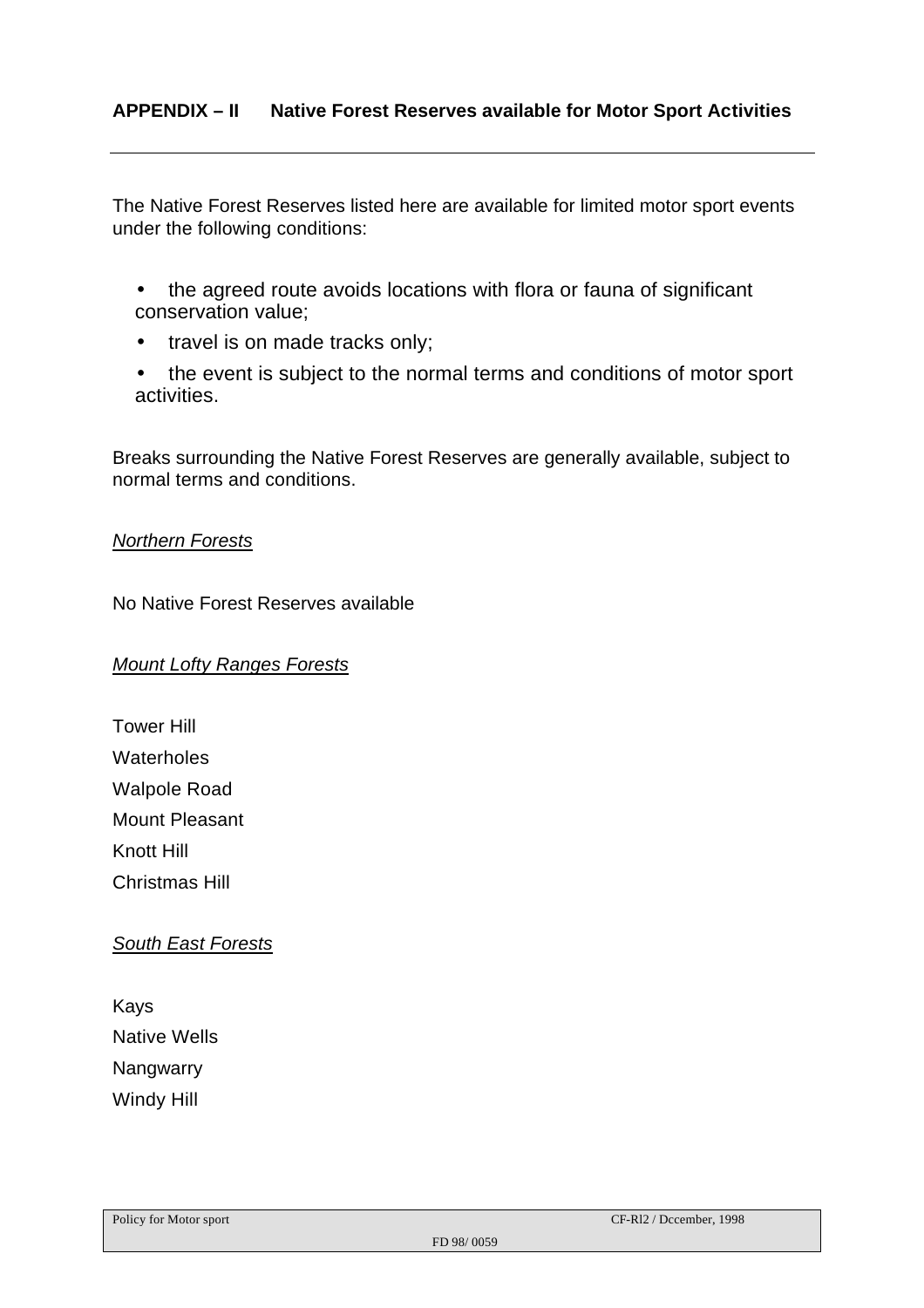## APPENDIX – II Native Forest Reserves available for Motor Sport Activities

The Native Forest Reserves listed here are available for limited motor sport events under the following conditions:

- the agreed route avoids locations with flora or fauna of significant conservation value;
- travel is on made tracks only;
- the event is subject to the normal terms and conditions of motor sport activities.

Breaks surrounding the Native Forest Reserves are generally available, subject to normal terms and conditions.

*Northern Forests*

No Native Forest Reserves available

*Mount Lofty Ranges Forests*

Tower Hill
Waterholes
Walpole Road
Mount Pleasant
Knott Hill
Christmas Hill

*South East Forests*

Kays
Native Wells
Nangwarry
Windy Hill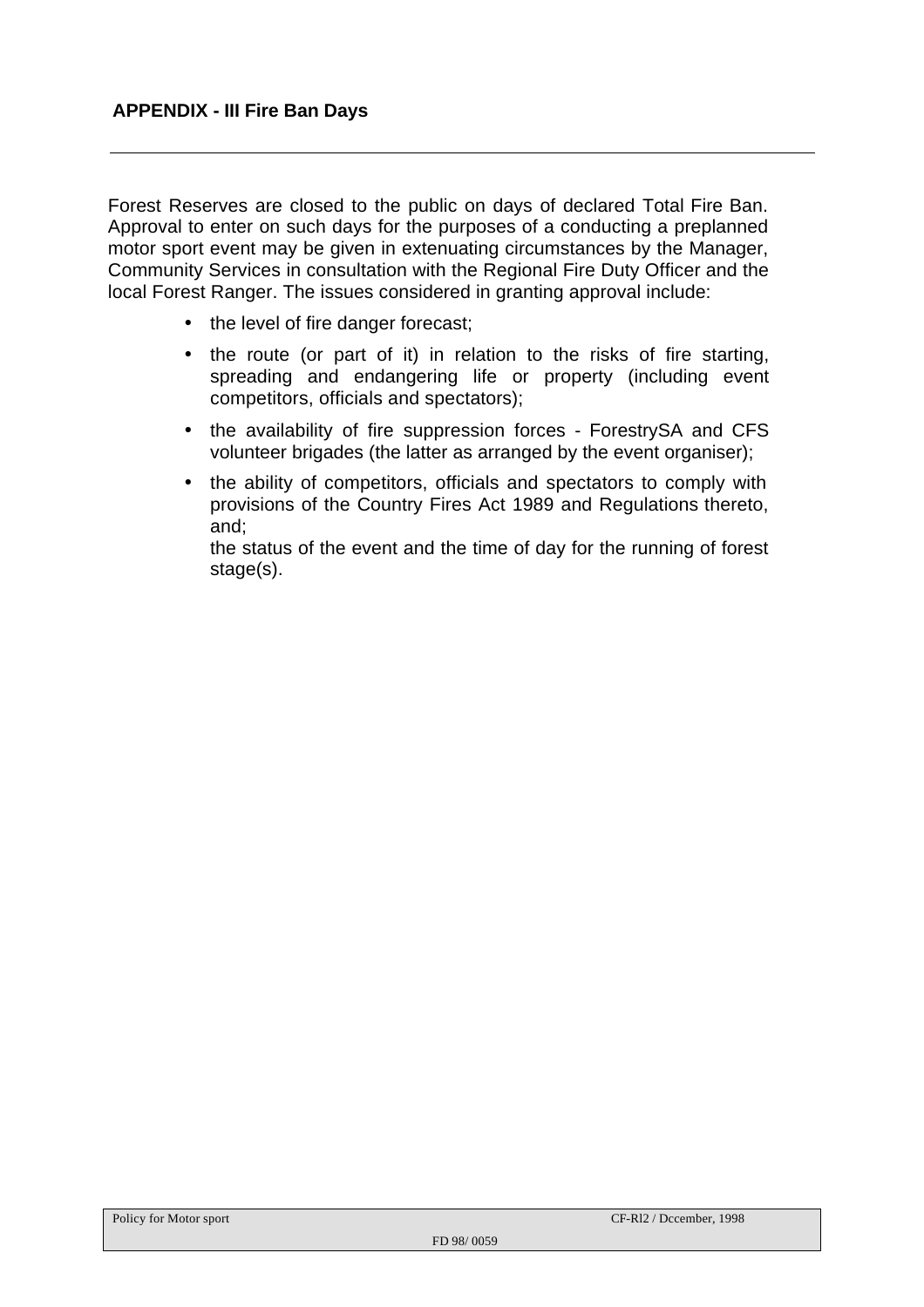## APPENDIX - III Fire Ban Days

Forest Reserves are closed to the public on days of declared Total Fire Ban. Approval to enter on such days for the purposes of a conducting a preplanned motor sport event may be given in extenuating circumstances by the Manager, Community Services in consultation with the Regional Fire Duty Officer and the local Forest Ranger. The issues considered in granting approval include:

- the level of fire danger forecast;
- the route (or part of it) in relation to the risks of fire starting, spreading and endangering life or property (including event competitors, officials and spectators);
- the availability of fire suppression forces - ForestrySA and CFS volunteer brigades (the latter as arranged by the event organiser);
- the ability of competitors, officials and spectators to comply with provisions of the Country Fires Act 1989 and Regulations thereto, and;

  the status of the event and the time of day for the running of forest stage(s).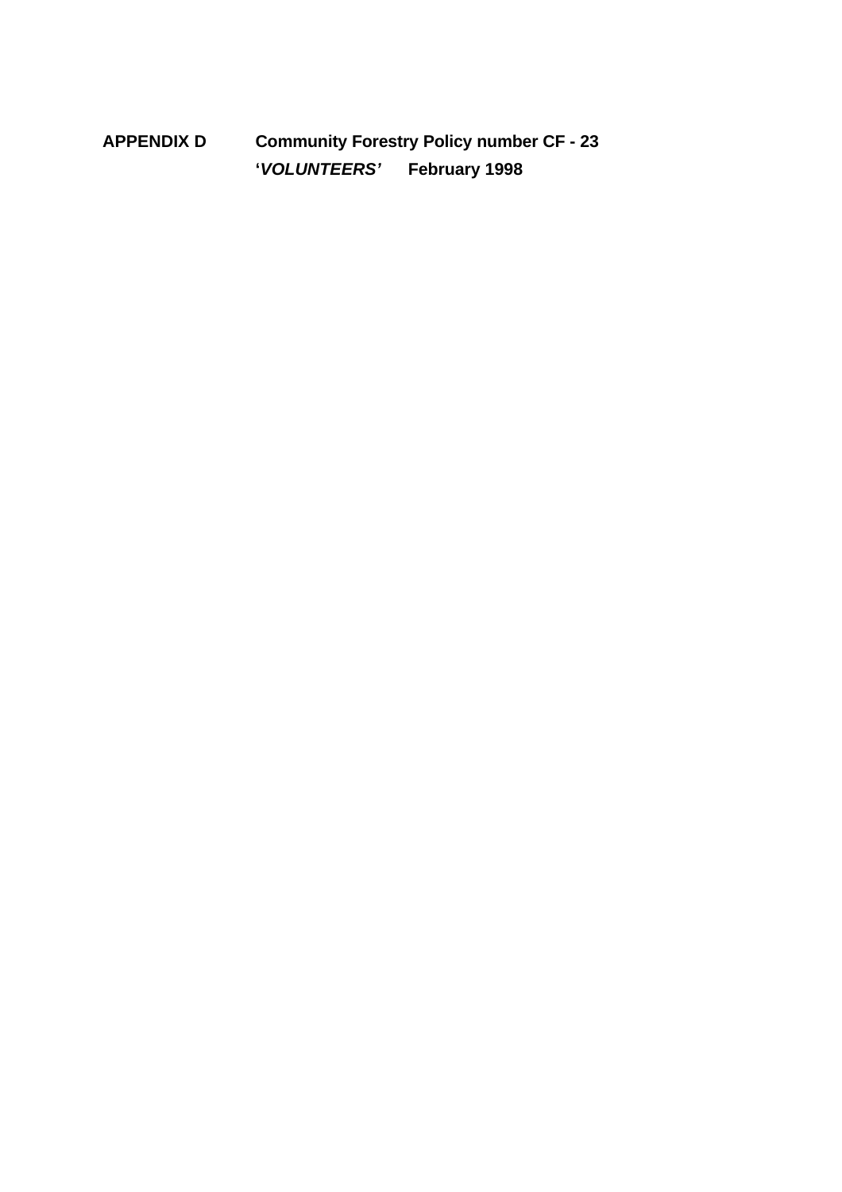**APPENDIX D** **Community Forestry Policy number CF - 23**
**'*VOLUNTEERS'*** **February 1998**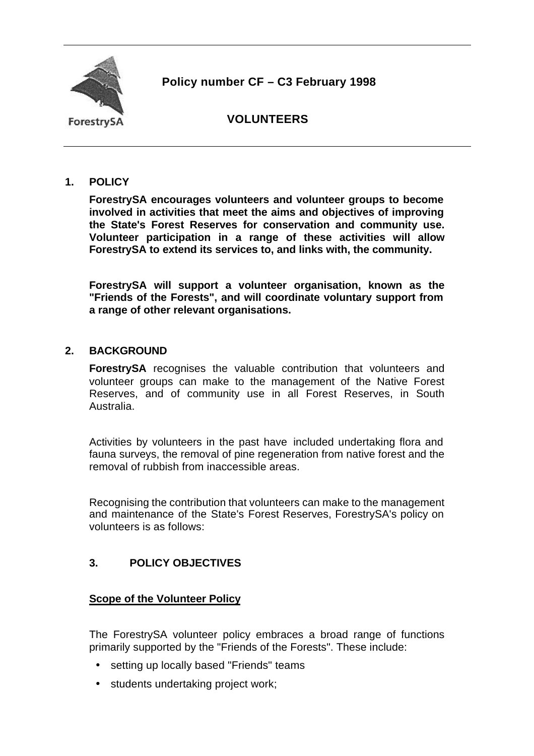**Policy number CF – C3 February 1998**

**VOLUNTEERS**

## 1. POLICY

**ForestrySA encourages volunteers and volunteer groups to become involved in activities that meet the aims and objectives of improving the State's Forest Reserves for conservation and community use. Volunteer participation in a range of these activities will allow ForestrySA to extend its services to, and links with, the community.**

**ForestrySA will support a volunteer organisation, known as the "Friends of the Forests", and will coordinate voluntary support from a range of other relevant organisations.**

## 2. BACKGROUND

**ForestrySA** recognises the valuable contribution that volunteers and volunteer groups can make to the management of the Native Forest Reserves, and of community use in all Forest Reserves, in South Australia.

Activities by volunteers in the past have included undertaking flora and fauna surveys, the removal of pine regeneration from native forest and the removal of rubbish from inaccessible areas.

Recognising the contribution that volunteers can make to the management and maintenance of the State's Forest Reserves, ForestrySA's policy on volunteers is as follows:

## 3. POLICY OBJECTIVES

**Scope of the Volunteer Policy**

The ForestrySA volunteer policy embraces a broad range of functions primarily supported by the "Friends of the Forests". These include:

- setting up locally based "Friends" teams
- students undertaking project work;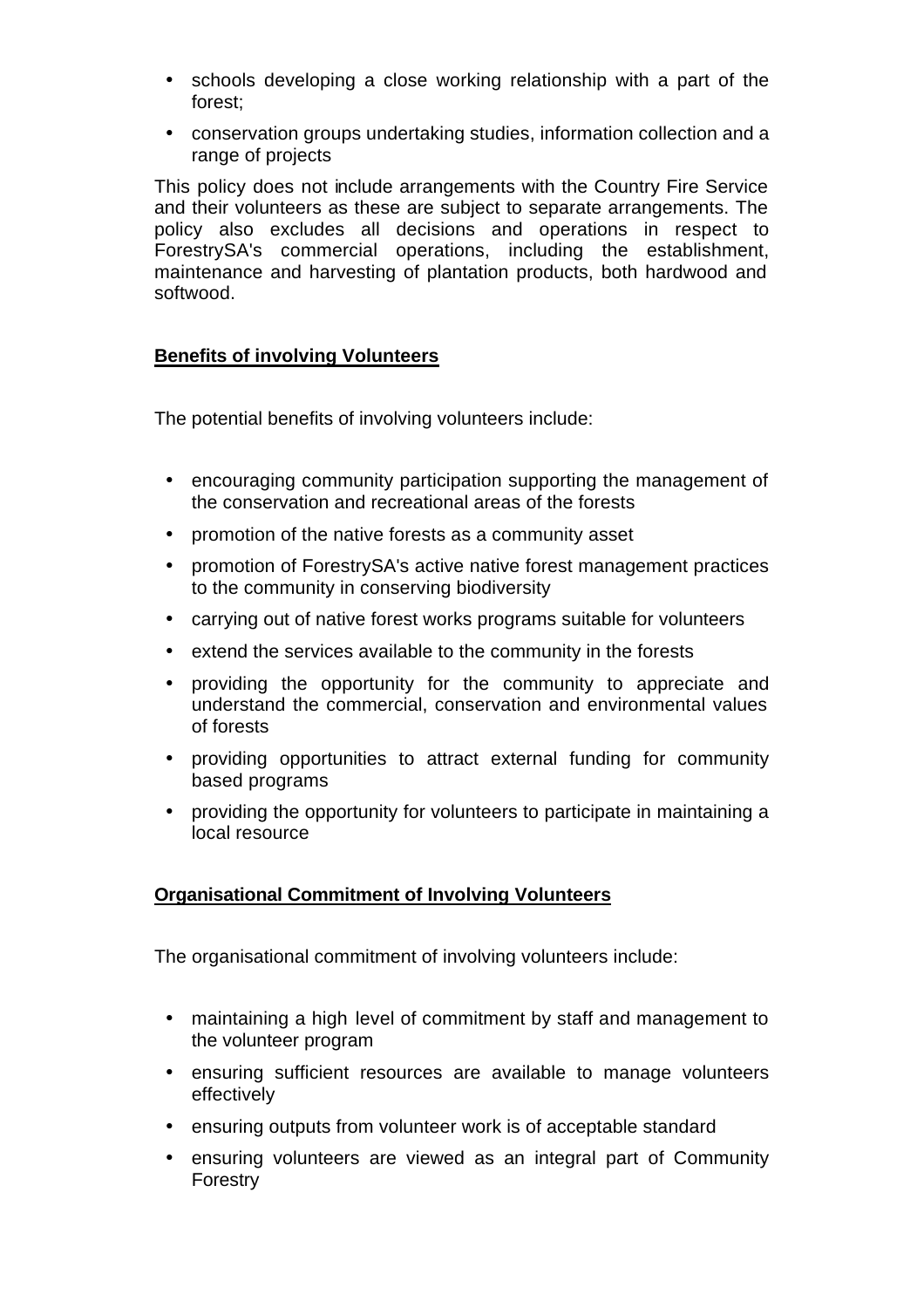- schools developing a close working relationship with a part of the forest;
- conservation groups undertaking studies, information collection and a range of projects

This policy does not include arrangements with the Country Fire Service and their volunteers as these are subject to separate arrangements. The policy also excludes all decisions and operations in respect to ForestrySA's commercial operations, including the establishment, maintenance and harvesting of plantation products, both hardwood and softwood.

**Benefits of involving Volunteers**

The potential benefits of involving volunteers include:

- encouraging community participation supporting the management of the conservation and recreational areas of the forests
- promotion of the native forests as a community asset
- promotion of ForestrySA's active native forest management practices to the community in conserving biodiversity
- carrying out of native forest works programs suitable for volunteers
- extend the services available to the community in the forests
- providing the opportunity for the community to appreciate and understand the commercial, conservation and environmental values of forests
- providing opportunities to attract external funding for community based programs
- providing the opportunity for volunteers to participate in maintaining a local resource

**Organisational Commitment of Involving Volunteers**

The organisational commitment of involving volunteers include:

- maintaining a high level of commitment by staff and management to the volunteer program
- ensuring sufficient resources are available to manage volunteers effectively
- ensuring outputs from volunteer work is of acceptable standard
- ensuring volunteers are viewed as an integral part of Community Forestry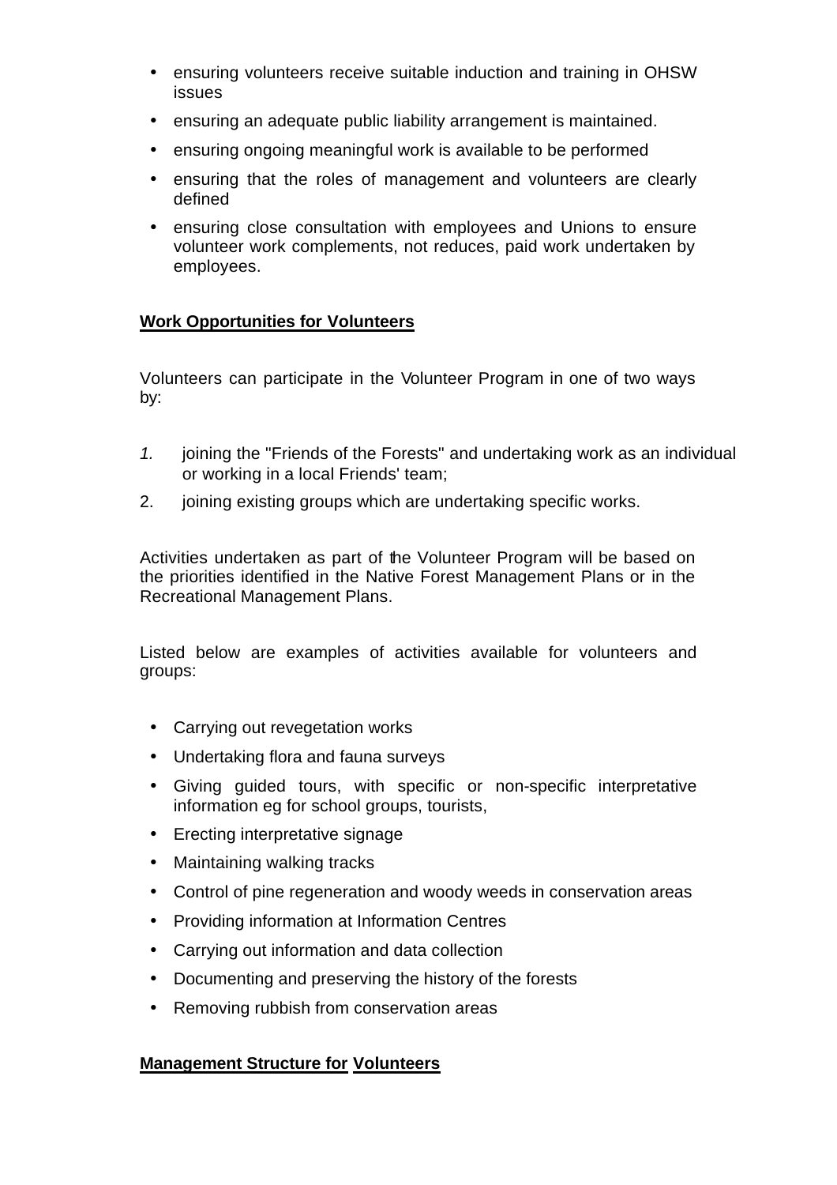- ensuring volunteers receive suitable induction and training in OHSW issues
- ensuring an adequate public liability arrangement is maintained.
- ensuring ongoing meaningful work is available to be performed
- ensuring that the roles of management and volunteers are clearly defined
- ensuring close consultation with employees and Unions to ensure volunteer work complements, not reduces, paid work undertaken by employees.

**Work Opportunities for Volunteers**

Volunteers can participate in the Volunteer Program in one of two ways by:

1. joining the "Friends of the Forests" and undertaking work as an individual or working in a local Friends' team;
2. joining existing groups which are undertaking specific works.

Activities undertaken as part of the Volunteer Program will be based on the priorities identified in the Native Forest Management Plans or in the Recreational Management Plans.

Listed below are examples of activities available for volunteers and groups:

- Carrying out revegetation works
- Undertaking flora and fauna surveys
- Giving guided tours, with specific or non-specific interpretative information eg for school groups, tourists,
- Erecting interpretative signage
- Maintaining walking tracks
- Control of pine regeneration and woody weeds in conservation areas
- Providing information at Information Centres
- Carrying out information and data collection
- Documenting and preserving the history of the forests
- Removing rubbish from conservation areas

**Management Structure for Volunteers**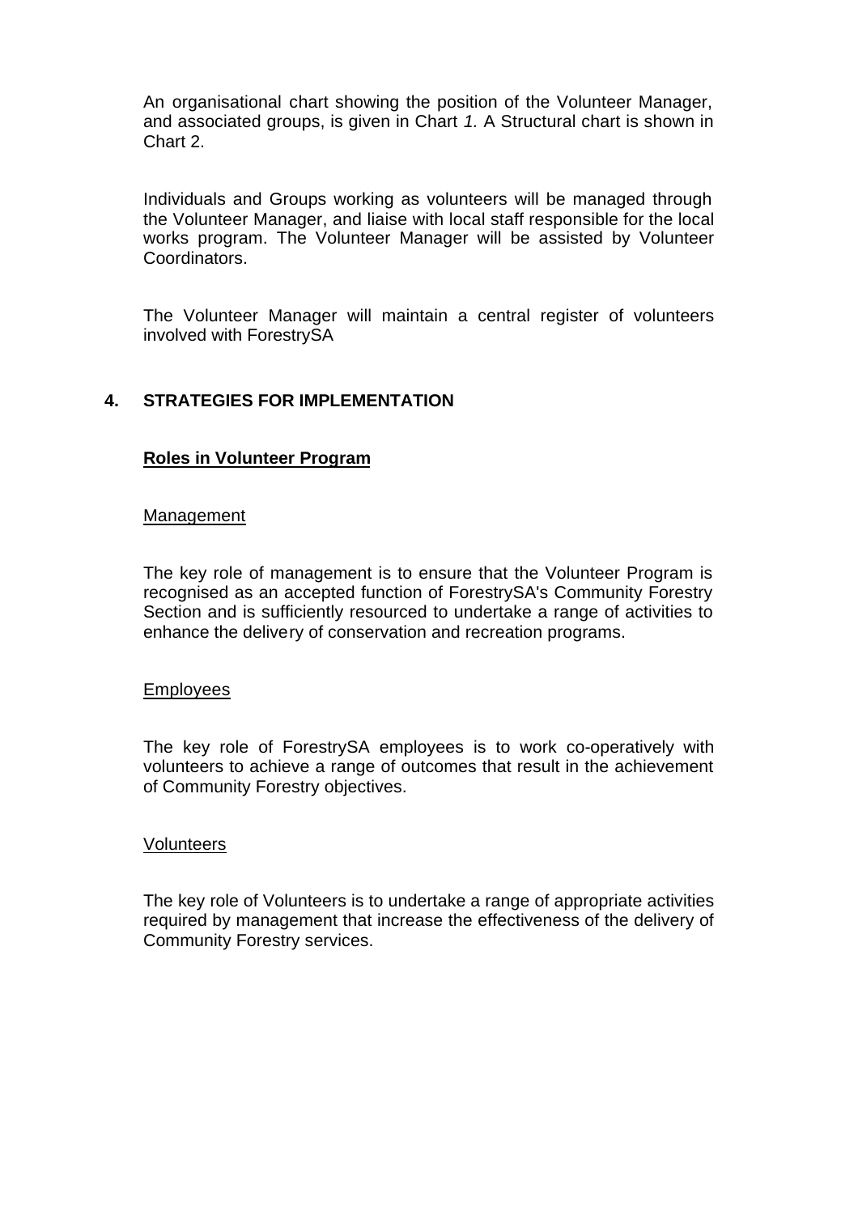An organisational chart showing the position of the Volunteer Manager, and associated groups, is given in Chart *1.* A Structural chart is shown in Chart 2.

Individuals and Groups working as volunteers will be managed through the Volunteer Manager, and liaise with local staff responsible for the local works program. The Volunteer Manager will be assisted by Volunteer Coordinators.

The Volunteer Manager will maintain a central register of volunteers involved with ForestrySA

## 4. STRATEGIES FOR IMPLEMENTATION

### Roles in Volunteer Program

#### Management

The key role of management is to ensure that the Volunteer Program is recognised as an accepted function of ForestrySA's Community Forestry Section and is sufficiently resourced to undertake a range of activities to enhance the delivery of conservation and recreation programs.

#### Employees

The key role of ForestrySA employees is to work co-operatively with volunteers to achieve a range of outcomes that result in the achievement of Community Forestry objectives.

#### Volunteers

The key role of Volunteers is to undertake a range of appropriate activities required by management that increase the effectiveness of the delivery of Community Forestry services.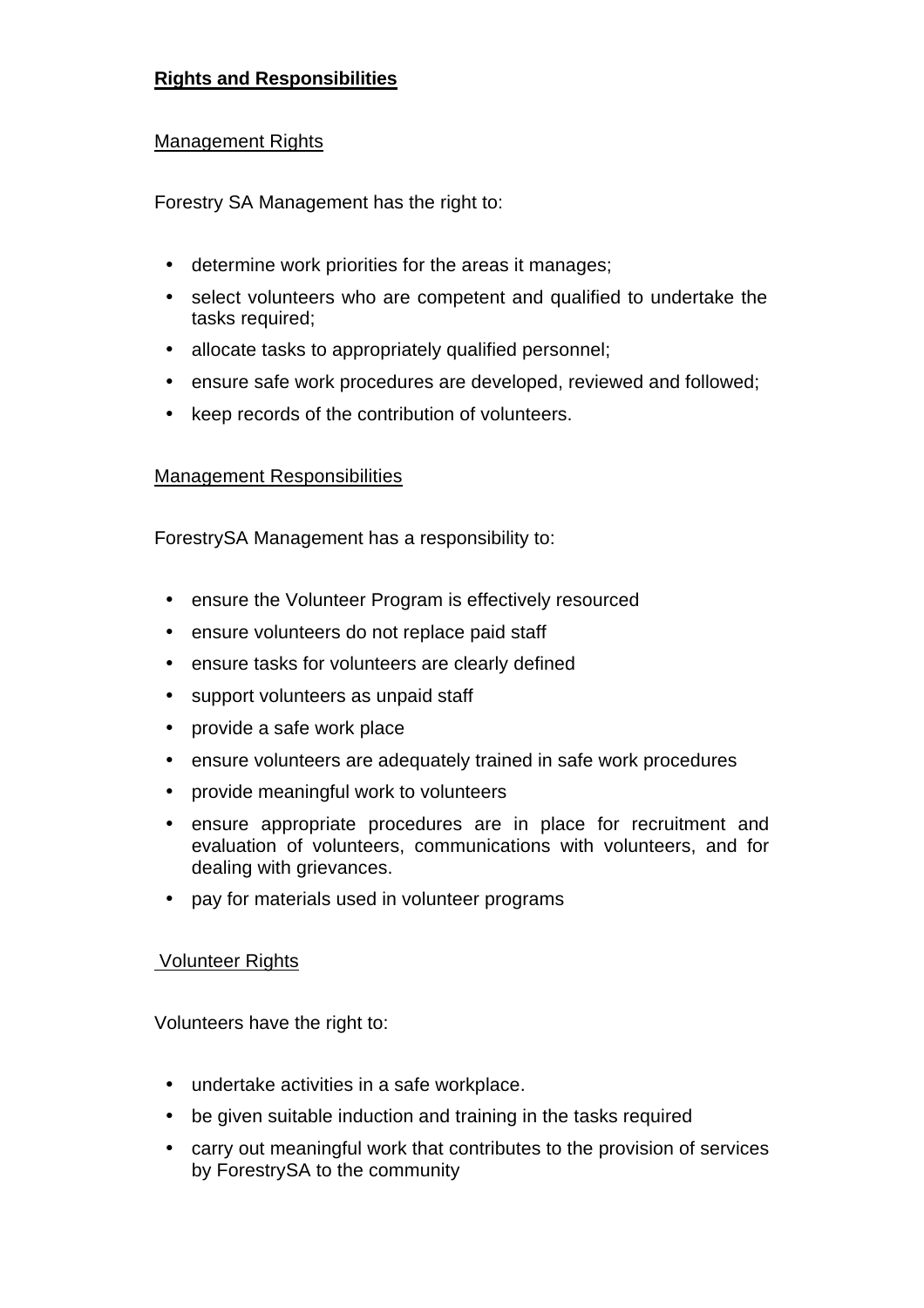**Rights and Responsibilities**

Management Rights

Forestry SA Management has the right to:

- determine work priorities for the areas it manages;
- select volunteers who are competent and qualified to undertake the tasks required;
- allocate tasks to appropriately qualified personnel;
- ensure safe work procedures are developed, reviewed and followed;
- keep records of the contribution of volunteers.

Management Responsibilities

ForestrySA Management has a responsibility to:

- ensure the Volunteer Program is effectively resourced
- ensure volunteers do not replace paid staff
- ensure tasks for volunteers are clearly defined
- support volunteers as unpaid staff
- provide a safe work place
- ensure volunteers are adequately trained in safe work procedures
- provide meaningful work to volunteers
- ensure appropriate procedures are in place for recruitment and evaluation of volunteers, communications with volunteers, and for dealing with grievances.
- pay for materials used in volunteer programs

Volunteer Rights

Volunteers have the right to:

- undertake activities in a safe workplace.
- be given suitable induction and training in the tasks required
- carry out meaningful work that contributes to the provision of services by ForestrySA to the community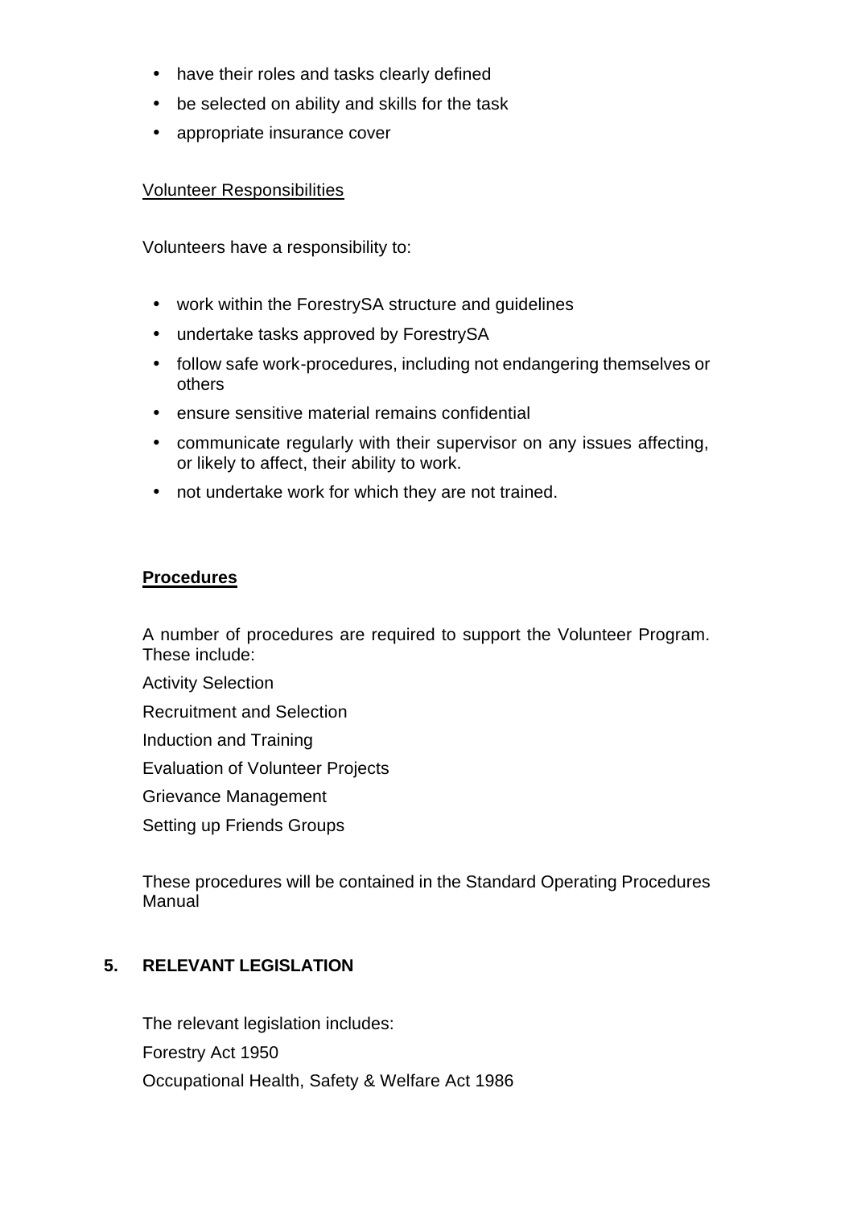- have their roles and tasks clearly defined
- be selected on ability and skills for the task
- appropriate insurance cover

Volunteer Responsibilities

Volunteers have a responsibility to:

- work within the ForestrySA structure and guidelines
- undertake tasks approved by ForestrySA
- follow safe work-procedures, including not endangering themselves or others
- ensure sensitive material remains confidential
- communicate regularly with their supervisor on any issues affecting, or likely to affect, their ability to work.
- not undertake work for which they are not trained.

**Procedures**

A number of procedures are required to support the Volunteer Program. These include:

Activity Selection

Recruitment and Selection

Induction and Training

Evaluation of Volunteer Projects

Grievance Management

Setting up Friends Groups

These procedures will be contained in the Standard Operating Procedures Manual

## 5. RELEVANT LEGISLATION

The relevant legislation includes:

Forestry Act 1950

Occupational Health, Safety & Welfare Act 1986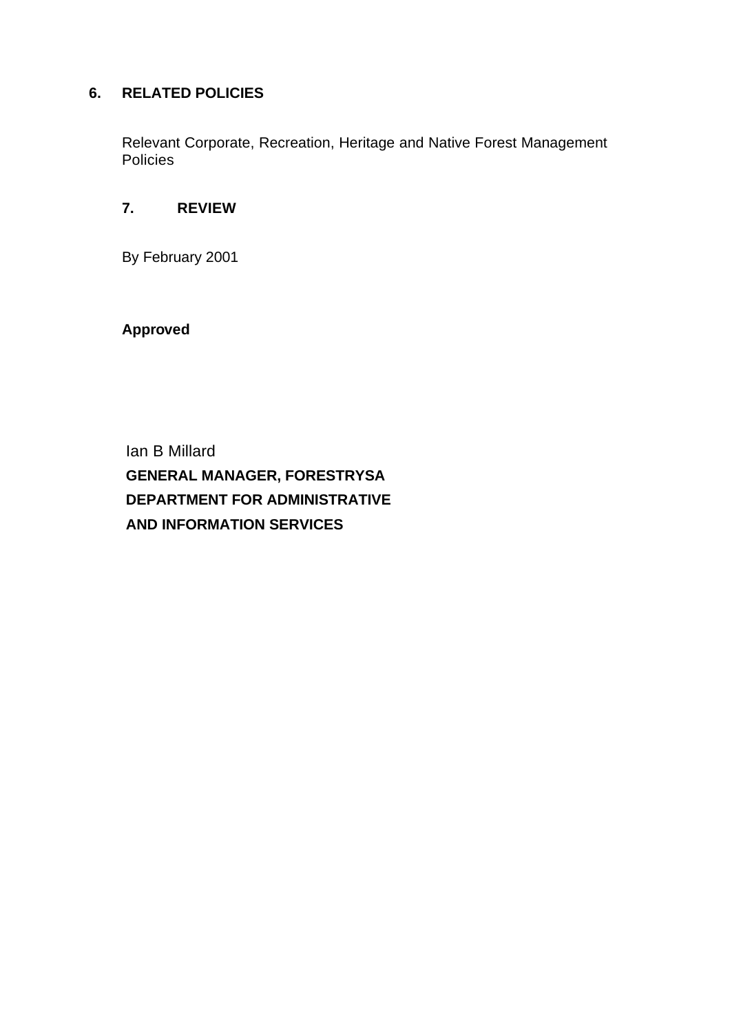## 6. RELATED POLICIES

Relevant Corporate, Recreation, Heritage and Native Forest Management Policies

## 7. REVIEW

By February 2001

**Approved**

Ian B Millard
**GENERAL MANAGER, FORESTRYSA**
**DEPARTMENT FOR ADMINISTRATIVE AND INFORMATION SERVICES**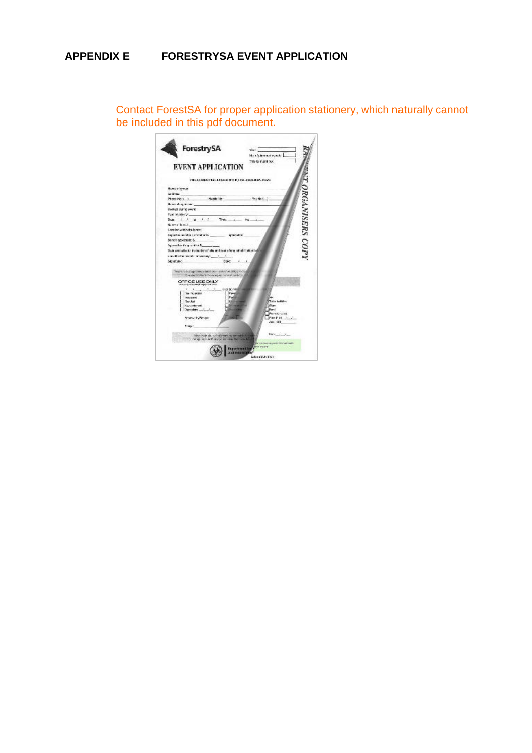## APPENDIX E FORESTRYSA EVENT APPLICATION

Contact ForestSA for proper application stationery, which naturally cannot be included in this pdf document.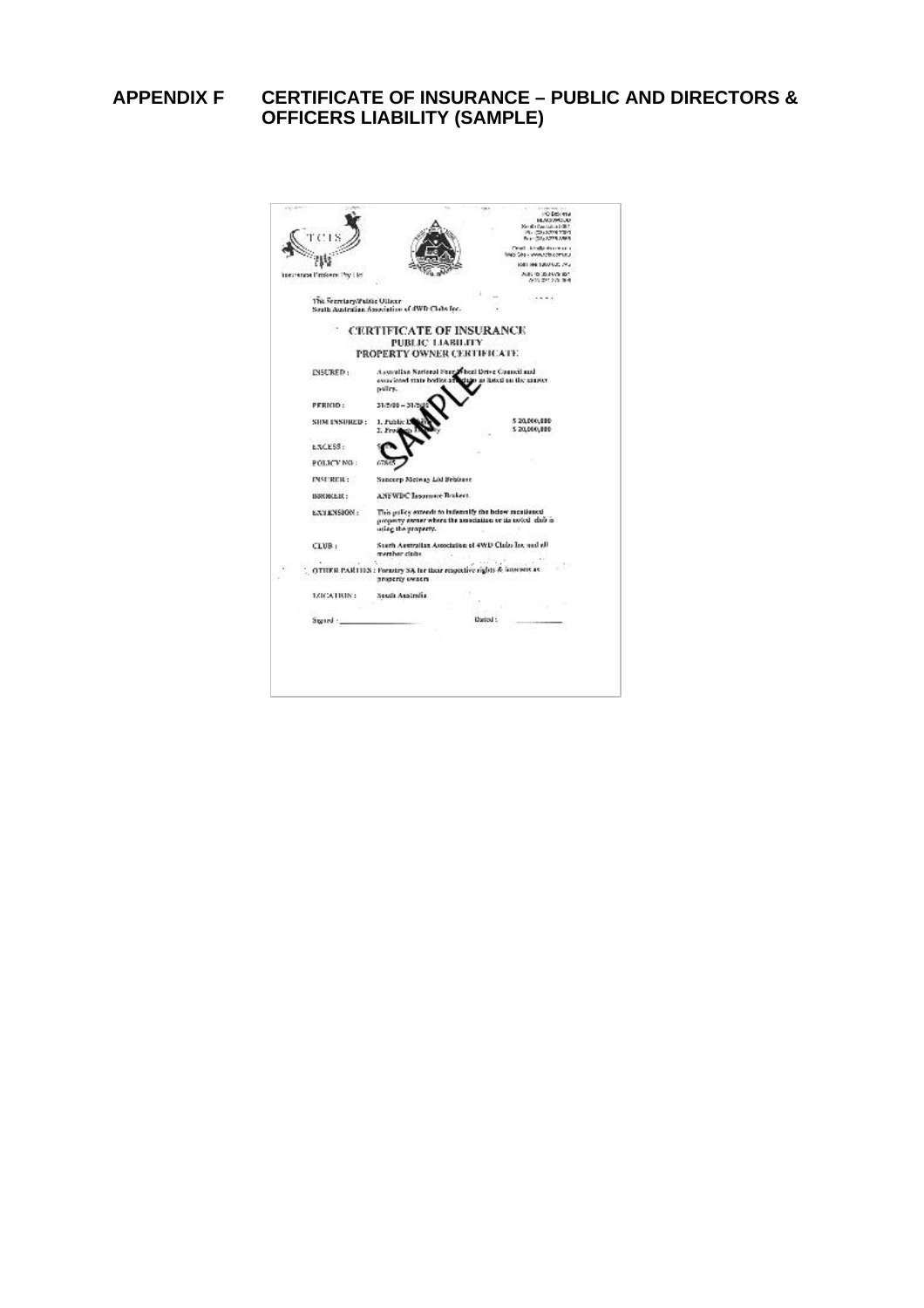## APPENDIX F CERTIFICATE OF INSURANCE – PUBLIC AND DIRECTORS & OFFICERS LIABILITY (SAMPLE)

TCIS

Insurance Brokers Pty Ltd

The Secretary/Public Officer
South Australian Association of 4WD Clubs Inc.

**CERTIFICATE OF INSURANCE**
**PUBLIC LIABILITY**
**PROPERTY OWNER CERTIFICATE**

| | |
|---|---|
| INSURED : | Australian National Four Wheel Drive Council and associated state bodies and clubs as listed on the master policy. |
| PERIOD : | 31/5/00 – 31/5/01 |
| SUM INSURED : | 1. Public Liability $ 20,000,000<br>2. Products Liability $ 20,000,000 |
| EXCESS : | $ |
| POLICY NO : | 07865 |
| INSURER : | Suncorp Metway Ltd Brisbane |
| BROKER : | ANFWDC Insurance Brokers |
| EXTENSION : | This policy extends to indemnify the below mentioned property owner where the association or its noted club is using the property. |
| CLUB : | South Australian Association of 4WD Clubs Inc. and all member clubs |
| OTHER PARTIES : | Forestry SA for their respective rights & interests as property owners |
| LOCATION : | South Australia |

Signed : _______________ Dated : _______________

SAMPLE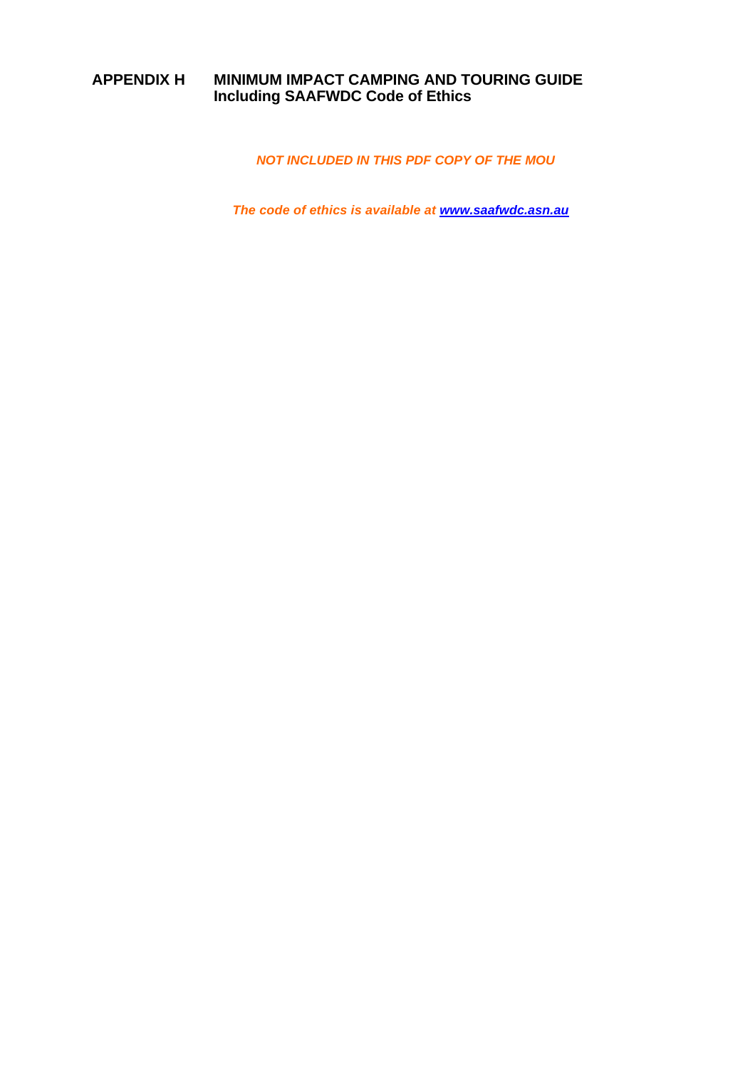## APPENDIX H MINIMUM IMPACT CAMPING AND TOURING GUIDE Including SAAFWDC Code of Ethics

***NOT INCLUDED IN THIS PDF COPY OF THE MOU***

***The code of ethics is available at [www.saafwdc.asn.au](www.saafwdc.asn.au)***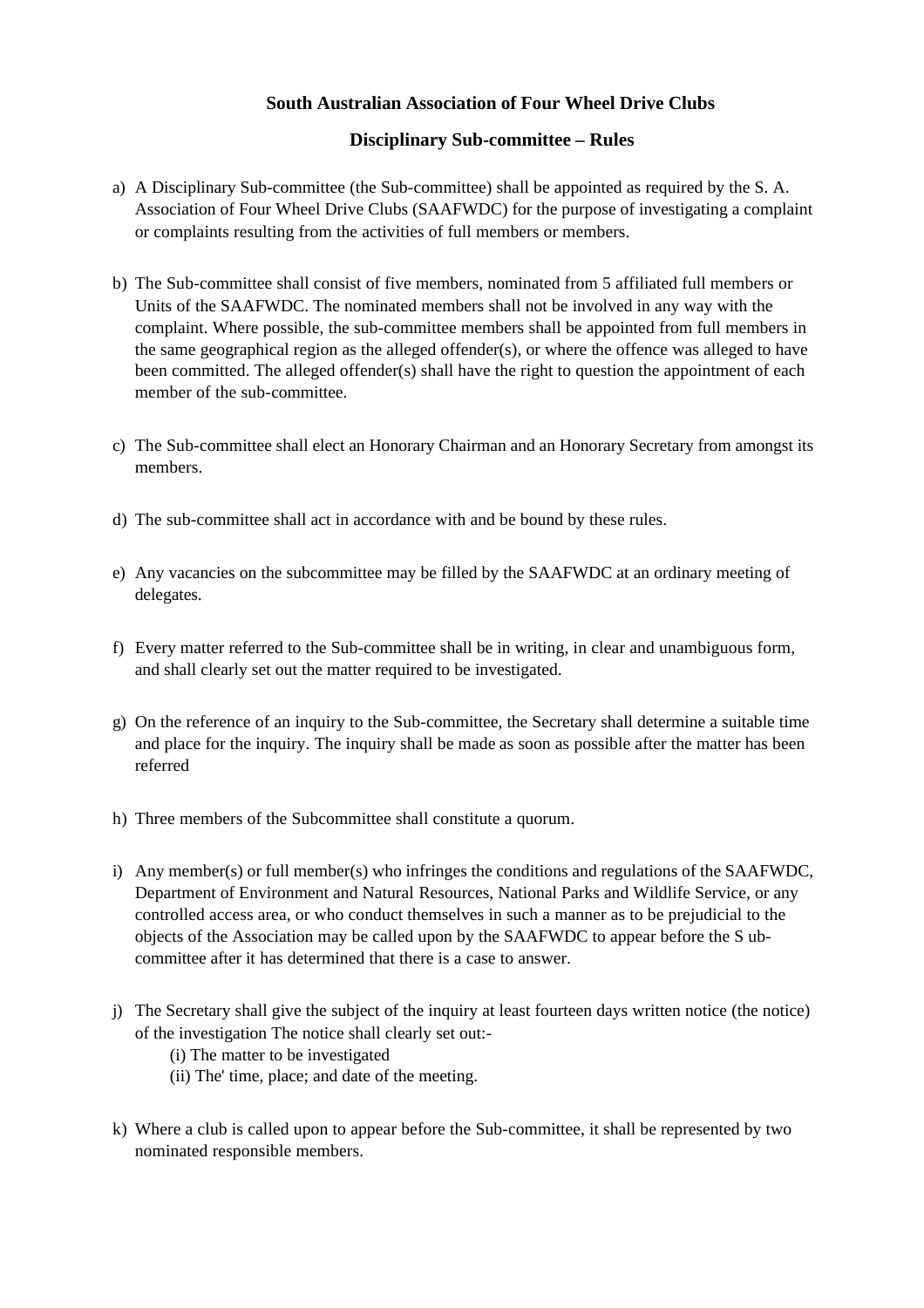**South Australian Association of Four Wheel Drive Clubs**

**Disciplinary Sub-committee – Rules**

a) A Disciplinary Sub-committee (the Sub-committee) shall be appointed as required by the S. A. Association of Four Wheel Drive Clubs (SAAFWDC) for the purpose of investigating a complaint or complaints resulting from the activities of full members or members.

b) The Sub-committee shall consist of five members, nominated from 5 affiliated full members or Units of the SAAFWDC. The nominated members shall not be involved in any way with the complaint. Where possible, the sub-committee members shall be appointed from full members in the same geographical region as the alleged offender(s), or where the offence was alleged to have been committed. The alleged offender(s) shall have the right to question the appointment of each member of the sub-committee.

c) The Sub-committee shall elect an Honorary Chairman and an Honorary Secretary from amongst its members.

d) The sub-committee shall act in accordance with and be bound by these rules.

e) Any vacancies on the subcommittee may be filled by the SAAFWDC at an ordinary meeting of delegates.

f) Every matter referred to the Sub-committee shall be in writing, in clear and unambiguous form, and shall clearly set out the matter required to be investigated.

g) On the reference of an inquiry to the Sub-committee, the Secretary shall determine a suitable time and place for the inquiry. The inquiry shall be made as soon as possible after the matter has been referred

h) Three members of the Subcommittee shall constitute a quorum.

i) Any member(s) or full member(s) who infringes the conditions and regulations of the SAAFWDC, Department of Environment and Natural Resources, National Parks and Wildlife Service, or any controlled access area, or who conduct themselves in such a manner as to be prejudicial to the objects of the Association may be called upon by the SAAFWDC to appear before the S ub-committee after it has determined that there is a case to answer.

j) The Secretary shall give the subject of the inquiry at least fourteen days written notice (the notice) of the investigation The notice shall clearly set out:-
   (i) The matter to be investigated
   (ii) The' time, place; and date of the meeting.

k) Where a club is called upon to appear before the Sub-committee, it shall be represented by two nominated responsible members.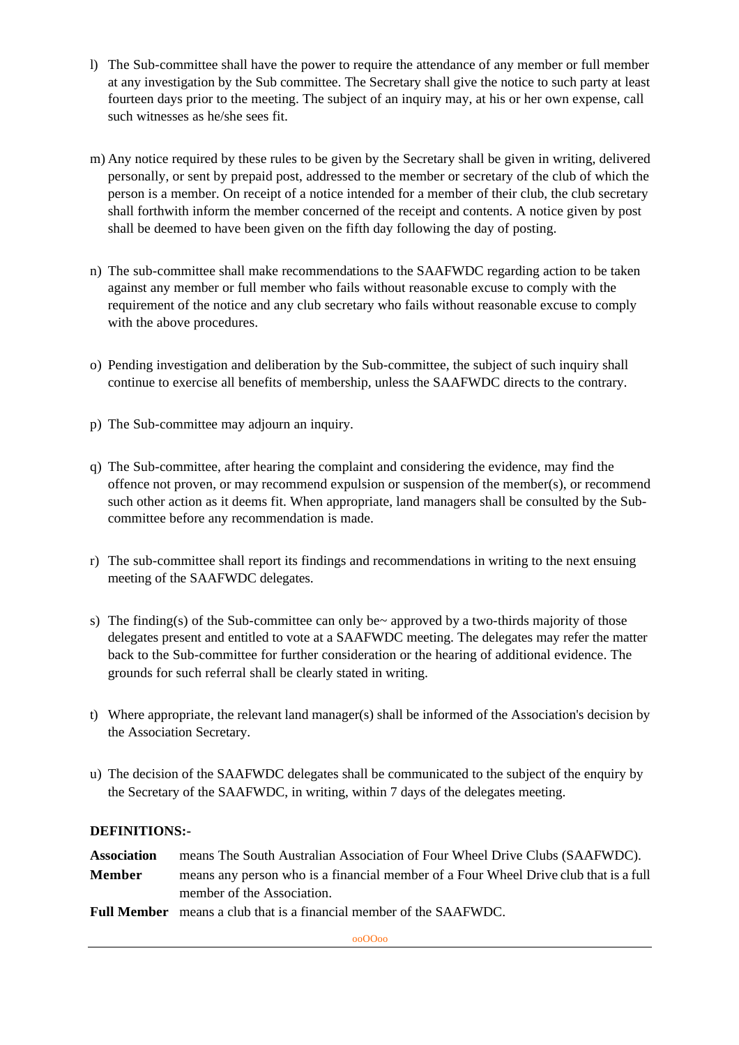l) The Sub-committee shall have the power to require the attendance of any member or full member at any investigation by the Sub committee. The Secretary shall give the notice to such party at least fourteen days prior to the meeting. The subject of an inquiry may, at his or her own expense, call such witnesses as he/she sees fit.

m) Any notice required by these rules to be given by the Secretary shall be given in writing, delivered personally, or sent by prepaid post, addressed to the member or secretary of the club of which the person is a member. On receipt of a notice intended for a member of their club, the club secretary shall forthwith inform the member concerned of the receipt and contents. A notice given by post shall be deemed to have been given on the fifth day following the day of posting.

n) The sub-committee shall make recommendations to the SAAFWDC regarding action to be taken against any member or full member who fails without reasonable excuse to comply with the requirement of the notice and any club secretary who fails without reasonable excuse to comply with the above procedures.

o) Pending investigation and deliberation by the Sub-committee, the subject of such inquiry shall continue to exercise all benefits of membership, unless the SAAFWDC directs to the contrary.

p) The Sub-committee may adjourn an inquiry.

q) The Sub-committee, after hearing the complaint and considering the evidence, may find the offence not proven, or may recommend expulsion or suspension of the member(s), or recommend such other action as it deems fit. When appropriate, land managers shall be consulted by the Sub-committee before any recommendation is made.

r) The sub-committee shall report its findings and recommendations in writing to the next ensuing meeting of the SAAFWDC delegates.

s) The finding(s) of the Sub-committee can only be~ approved by a two-thirds majority of those delegates present and entitled to vote at a SAAFWDC meeting. The delegates may refer the matter back to the Sub-committee for further consideration or the hearing of additional evidence. The grounds for such referral shall be clearly stated in writing.

t) Where appropriate, the relevant land manager(s) shall be informed of the Association's decision by the Association Secretary.

u) The decision of the SAAFWDC delegates shall be communicated to the subject of the enquiry by the Secretary of the SAAFWDC, in writing, within 7 days of the delegates meeting.

**DEFINITIONS:-**

**Association** means The South Australian Association of Four Wheel Drive Clubs (SAAFWDC).

**Member** means any person who is a financial member of a Four Wheel Drive club that is a full member of the Association.

**Full Member** means a club that is a financial member of the SAAFWDC.

ooOOoo